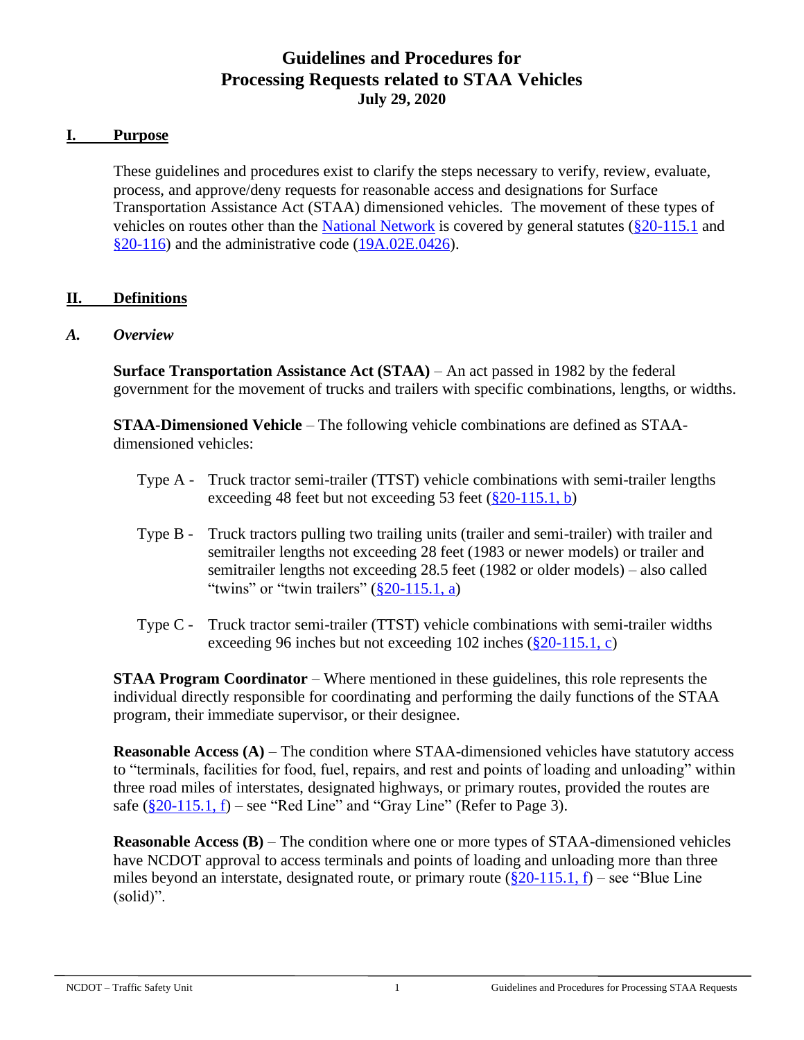# Guidelines and Procedures for Processing Requests related to STAA Vehicles

**July 29, 2020**

## I. Purpose

These guidelines and procedures exist to clarify the steps necessary to verify, review, evaluate, process, and approve/deny requests for reasonable access and designations for Surface Transportation Assistance Act (STAA) dimensioned vehicles. The movement of these types of vehicles on routes other than the National Network is covered by general statutes (§20-115.1 and §20-116) and the administrative code (19A.02E.0426).

## II. Definitions

### *A. Overview*

**Surface Transportation Assistance Act (STAA)** – An act passed in 1982 by the federal government for the movement of trucks and trailers with specific combinations, lengths, or widths.

**STAA-Dimensioned Vehicle** – The following vehicle combinations are defined as STAA-dimensioned vehicles:

- Type A - Truck tractor semi-trailer (TTST) vehicle combinations with semi-trailer lengths exceeding 48 feet but not exceeding 53 feet (§20-115.1, b)
- Type B - Truck tractors pulling two trailing units (trailer and semi-trailer) with trailer and semitrailer lengths not exceeding 28 feet (1983 or newer models) or trailer and semitrailer lengths not exceeding 28.5 feet (1982 or older models) – also called "twins" or "twin trailers" (§20-115.1, a)
- Type C - Truck tractor semi-trailer (TTST) vehicle combinations with semi-trailer widths exceeding 96 inches but not exceeding 102 inches (§20-115.1, c)

**STAA Program Coordinator** – Where mentioned in these guidelines, this role represents the individual directly responsible for coordinating and performing the daily functions of the STAA program, their immediate supervisor, or their designee.

**Reasonable Access (A)** – The condition where STAA-dimensioned vehicles have statutory access to "terminals, facilities for food, fuel, repairs, and rest and points of loading and unloading" within three road miles of interstates, designated highways, or primary routes, provided the routes are safe (§20-115.1, f) – see "Red Line" and "Gray Line" (Refer to Page 3).

**Reasonable Access (B)** – The condition where one or more types of STAA-dimensioned vehicles have NCDOT approval to access terminals and points of loading and unloading more than three miles beyond an interstate, designated route, or primary route (§20-115.1, f) – see "Blue Line (solid)".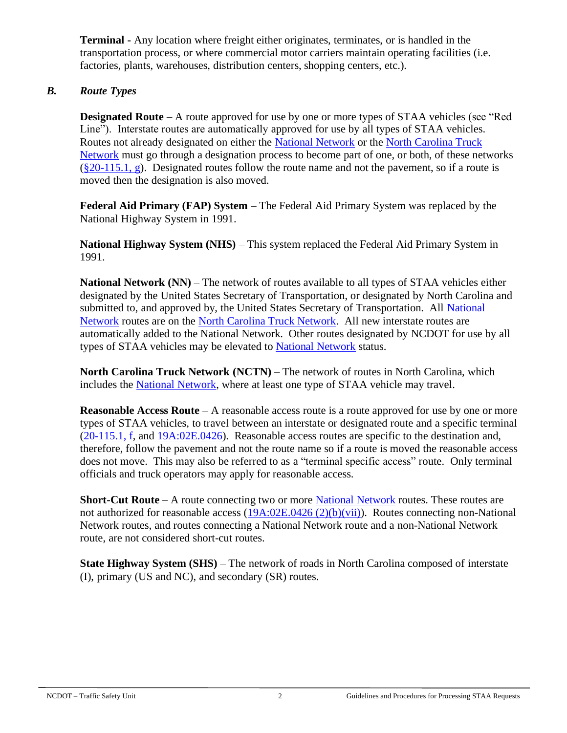**Terminal -** Any location where freight either originates, terminates, or is handled in the transportation process, or where commercial motor carriers maintain operating facilities (i.e. factories, plants, warehouses, distribution centers, shopping centers, etc.).

### *B. Route Types*

**Designated Route** – A route approved for use by one or more types of STAA vehicles (see "Red Line"). Interstate routes are automatically approved for use by all types of STAA vehicles. Routes not already designated on either the National Network or the North Carolina Truck Network must go through a designation process to become part of one, or both, of these networks (§20-115.1, g). Designated routes follow the route name and not the pavement, so if a route is moved then the designation is also moved.

**Federal Aid Primary (FAP) System** – The Federal Aid Primary System was replaced by the National Highway System in 1991.

**National Highway System (NHS)** – This system replaced the Federal Aid Primary System in 1991.

**National Network (NN)** – The network of routes available to all types of STAA vehicles either designated by the United States Secretary of Transportation, or designated by North Carolina and submitted to, and approved by, the United States Secretary of Transportation. All National Network routes are on the North Carolina Truck Network. All new interstate routes are automatically added to the National Network. Other routes designated by NCDOT for use by all types of STAA vehicles may be elevated to National Network status.

**North Carolina Truck Network (NCTN)** – The network of routes in North Carolina, which includes the National Network, where at least one type of STAA vehicle may travel.

**Reasonable Access Route** – A reasonable access route is a route approved for use by one or more types of STAA vehicles, to travel between an interstate or designated route and a specific terminal (20-115.1, f, and 19A:02E.0426). Reasonable access routes are specific to the destination and, therefore, follow the pavement and not the route name so if a route is moved the reasonable access does not move. This may also be referred to as a "terminal specific access" route. Only terminal officials and truck operators may apply for reasonable access.

**Short-Cut Route** – A route connecting two or more National Network routes. These routes are not authorized for reasonable access (19A:02E.0426 (2)(b)(vii)). Routes connecting non-National Network routes, and routes connecting a National Network route and a non-National Network route, are not considered short-cut routes.

**State Highway System (SHS)** – The network of roads in North Carolina composed of interstate (I), primary (US and NC), and secondary (SR) routes.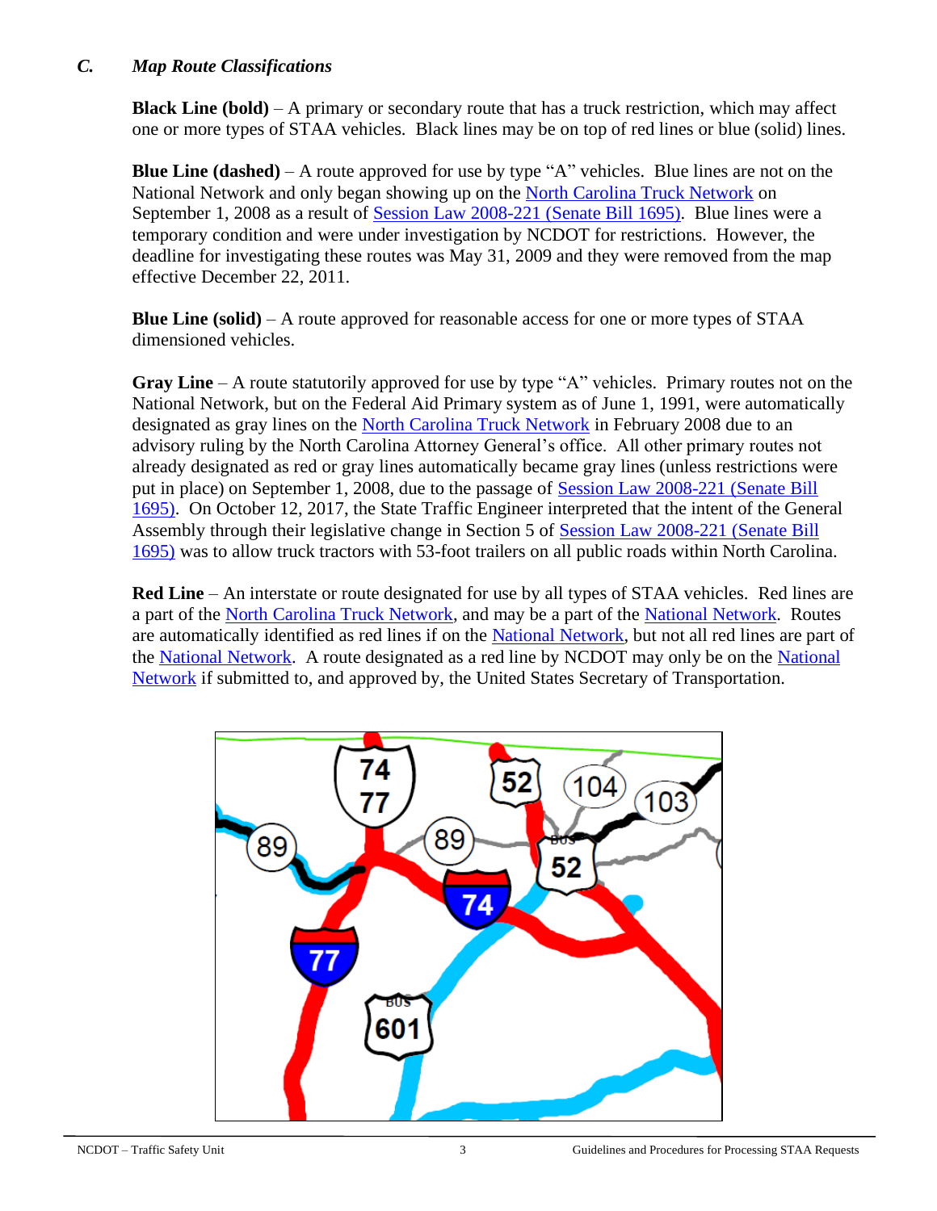### *C. Map Route Classifications*

**Black Line (bold)** – A primary or secondary route that has a truck restriction, which may affect one or more types of STAA vehicles. Black lines may be on top of red lines or blue (solid) lines.

**Blue Line (dashed)** – A route approved for use by type "A" vehicles. Blue lines are not on the National Network and only began showing up on the North Carolina Truck Network on September 1, 2008 as a result of Session Law 2008-221 (Senate Bill 1695). Blue lines were a temporary condition and were under investigation by NCDOT for restrictions. However, the deadline for investigating these routes was May 31, 2009 and they were removed from the map effective December 22, 2011.

**Blue Line (solid)** – A route approved for reasonable access for one or more types of STAA dimensioned vehicles.

**Gray Line** – A route statutorily approved for use by type "A" vehicles. Primary routes not on the National Network, but on the Federal Aid Primary system as of June 1, 1991, were automatically designated as gray lines on the North Carolina Truck Network in February 2008 due to an advisory ruling by the North Carolina Attorney General's office. All other primary routes not already designated as red or gray lines automatically became gray lines (unless restrictions were put in place) on September 1, 2008, due to the passage of Session Law 2008-221 (Senate Bill 1695). On October 12, 2017, the State Traffic Engineer interpreted that the intent of the General Assembly through their legislative change in Section 5 of Session Law 2008-221 (Senate Bill 1695) was to allow truck tractors with 53-foot trailers on all public roads within North Carolina.

**Red Line** – An interstate or route designated for use by all types of STAA vehicles. Red lines are a part of the North Carolina Truck Network, and may be a part of the National Network. Routes are automatically identified as red lines if on the National Network, but not all red lines are part of the National Network. A route designated as a red line by NCDOT may only be on the National Network if submitted to, and approved by, the United States Secretary of Transportation.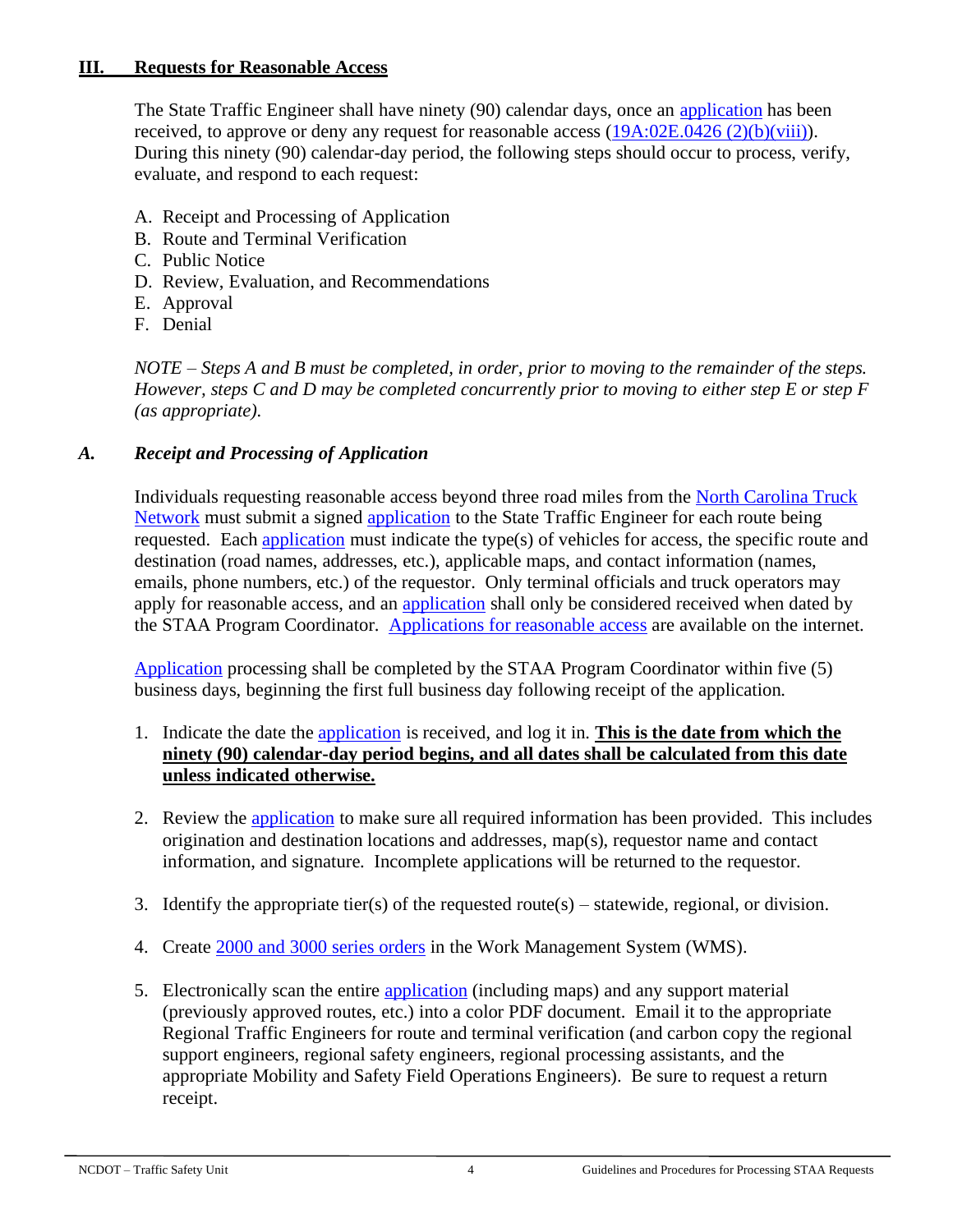## III. Requests for Reasonable Access

The State Traffic Engineer shall have ninety (90) calendar days, once an application has been received, to approve or deny any request for reasonable access (19A:02E.0426 (2)(b)(viii)). During this ninety (90) calendar-day period, the following steps should occur to process, verify, evaluate, and respond to each request:

A. Receipt and Processing of Application
B. Route and Terminal Verification
C. Public Notice
D. Review, Evaluation, and Recommendations
E. Approval
F. Denial

*NOTE – Steps A and B must be completed, in order, prior to moving to the remainder of the steps. However, steps C and D may be completed concurrently prior to moving to either step E or step F (as appropriate).*

### *A. Receipt and Processing of Application*

Individuals requesting reasonable access beyond three road miles from the North Carolina Truck Network must submit a signed application to the State Traffic Engineer for each route being requested. Each application must indicate the type(s) of vehicles for access, the specific route and destination (road names, addresses, etc.), applicable maps, and contact information (names, emails, phone numbers, etc.) of the requestor. Only terminal officials and truck operators may apply for reasonable access, and an application shall only be considered received when dated by the STAA Program Coordinator. Applications for reasonable access are available on the internet.

Application processing shall be completed by the STAA Program Coordinator within five (5) business days, beginning the first full business day following receipt of the application.

1. Indicate the date the application is received, and log it in. **This is the date from which the ninety (90) calendar-day period begins, and all dates shall be calculated from this date unless indicated otherwise.**

2. Review the application to make sure all required information has been provided. This includes origination and destination locations and addresses, map(s), requestor name and contact information, and signature. Incomplete applications will be returned to the requestor.

3. Identify the appropriate tier(s) of the requested route(s) – statewide, regional, or division.

4. Create 2000 and 3000 series orders in the Work Management System (WMS).

5. Electronically scan the entire application (including maps) and any support material (previously approved routes, etc.) into a color PDF document. Email it to the appropriate Regional Traffic Engineers for route and terminal verification (and carbon copy the regional support engineers, regional safety engineers, regional processing assistants, and the appropriate Mobility and Safety Field Operations Engineers). Be sure to request a return receipt.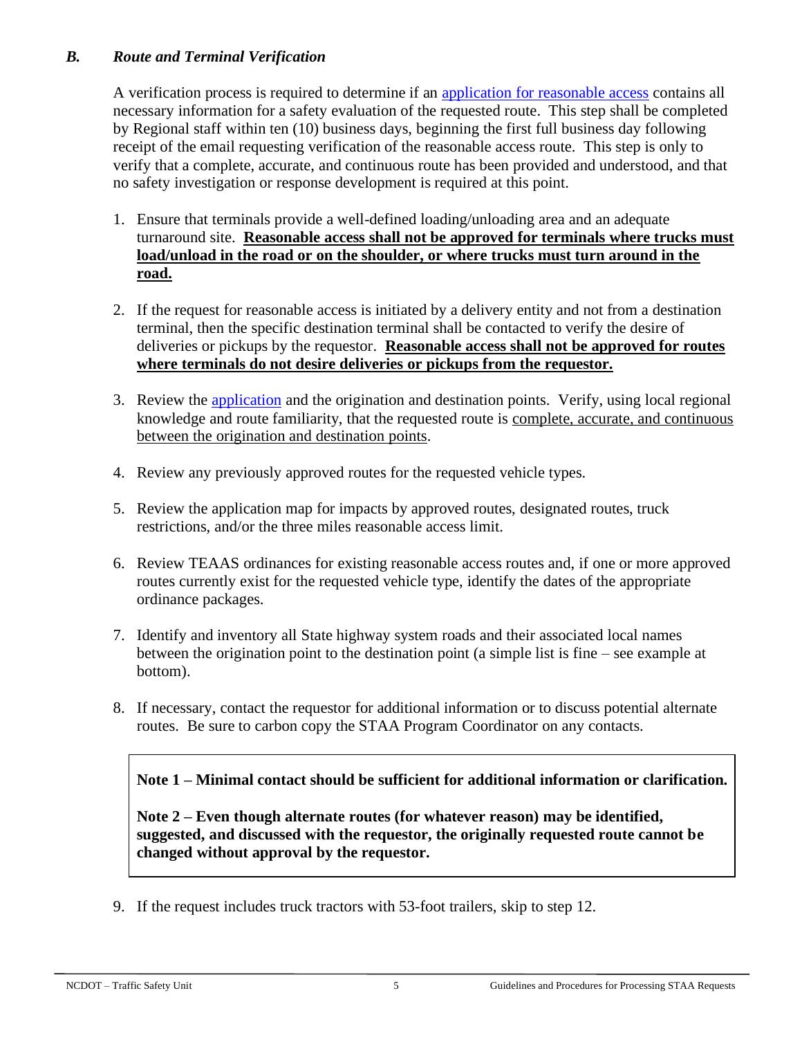### *B. Route and Terminal Verification*

A verification process is required to determine if an application for reasonable access contains all necessary information for a safety evaluation of the requested route. This step shall be completed by Regional staff within ten (10) business days, beginning the first full business day following receipt of the email requesting verification of the reasonable access route. This step is only to verify that a complete, accurate, and continuous route has been provided and understood, and that no safety investigation or response development is required at this point.

1. Ensure that terminals provide a well-defined loading/unloading area and an adequate turnaround site. **Reasonable access shall not be approved for terminals where trucks must load/unload in the road or on the shoulder, or where trucks must turn around in the road.**

2. If the request for reasonable access is initiated by a delivery entity and not from a destination terminal, then the specific destination terminal shall be contacted to verify the desire of deliveries or pickups by the requestor. **Reasonable access shall not be approved for routes where terminals do not desire deliveries or pickups from the requestor.**

3. Review the application and the origination and destination points. Verify, using local regional knowledge and route familiarity, that the requested route is complete, accurate, and continuous between the origination and destination points.

4. Review any previously approved routes for the requested vehicle types.

5. Review the application map for impacts by approved routes, designated routes, truck restrictions, and/or the three miles reasonable access limit.

6. Review TEAAS ordinances for existing reasonable access routes and, if one or more approved routes currently exist for the requested vehicle type, identify the dates of the appropriate ordinance packages.

7. Identify and inventory all State highway system roads and their associated local names between the origination point to the destination point (a simple list is fine – see example at bottom).

8. If necessary, contact the requestor for additional information or to discuss potential alternate routes. Be sure to carbon copy the STAA Program Coordinator on any contacts.

> **Note 1 – Minimal contact should be sufficient for additional information or clarification.**
>
> **Note 2 – Even though alternate routes (for whatever reason) may be identified, suggested, and discussed with the requestor, the originally requested route cannot be changed without approval by the requestor.**

9. If the request includes truck tractors with 53-foot trailers, skip to step 12.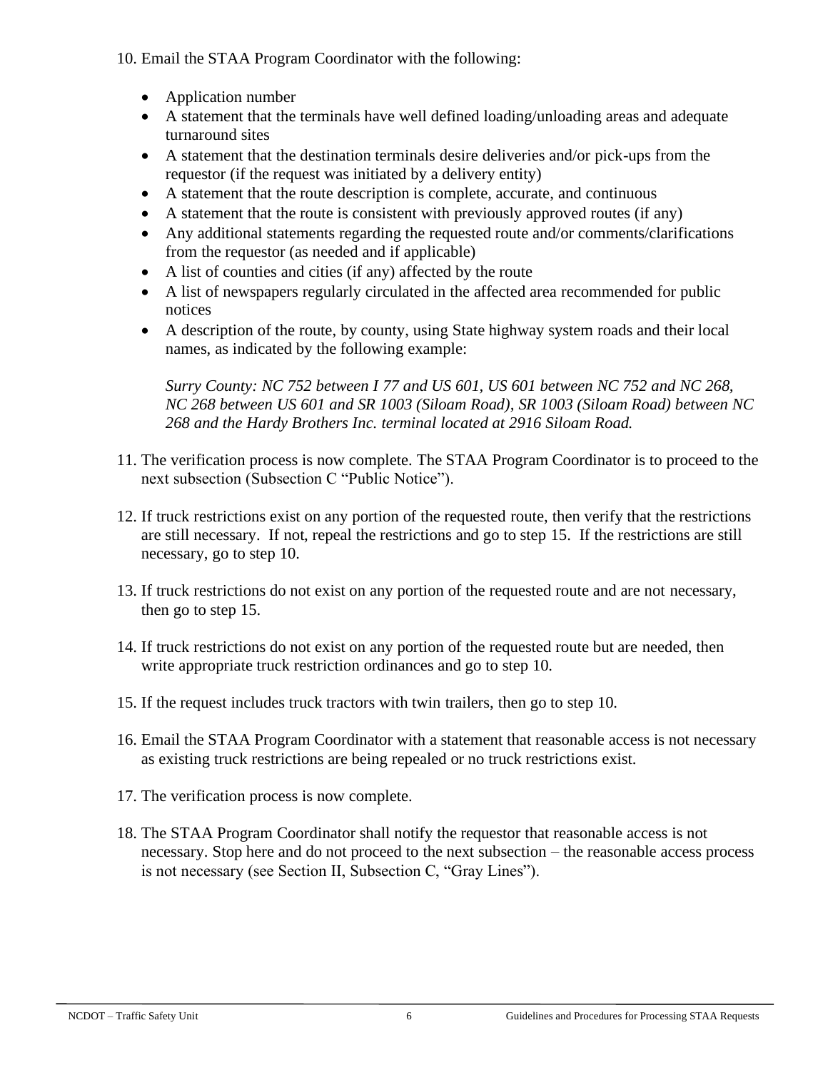10. Email the STAA Program Coordinator with the following:

    - Application number
    - A statement that the terminals have well defined loading/unloading areas and adequate turnaround sites
    - A statement that the destination terminals desire deliveries and/or pick-ups from the requestor (if the request was initiated by a delivery entity)
    - A statement that the route description is complete, accurate, and continuous
    - A statement that the route is consistent with previously approved routes (if any)
    - Any additional statements regarding the requested route and/or comments/clarifications from the requestor (as needed and if applicable)
    - A list of counties and cities (if any) affected by the route
    - A list of newspapers regularly circulated in the affected area recommended for public notices
    - A description of the route, by county, using State highway system roads and their local names, as indicated by the following example:

      *Surry County: NC 752 between I 77 and US 601, US 601 between NC 752 and NC 268, NC 268 between US 601 and SR 1003 (Siloam Road), SR 1003 (Siloam Road) between NC 268 and the Hardy Brothers Inc. terminal located at 2916 Siloam Road.*

11. The verification process is now complete. The STAA Program Coordinator is to proceed to the next subsection (Subsection C "Public Notice").

12. If truck restrictions exist on any portion of the requested route, then verify that the restrictions are still necessary. If not, repeal the restrictions and go to step 15. If the restrictions are still necessary, go to step 10.

13. If truck restrictions do not exist on any portion of the requested route and are not necessary, then go to step 15.

14. If truck restrictions do not exist on any portion of the requested route but are needed, then write appropriate truck restriction ordinances and go to step 10.

15. If the request includes truck tractors with twin trailers, then go to step 10.

16. Email the STAA Program Coordinator with a statement that reasonable access is not necessary as existing truck restrictions are being repealed or no truck restrictions exist.

17. The verification process is now complete.

18. The STAA Program Coordinator shall notify the requestor that reasonable access is not necessary. Stop here and do not proceed to the next subsection – the reasonable access process is not necessary (see Section II, Subsection C, "Gray Lines").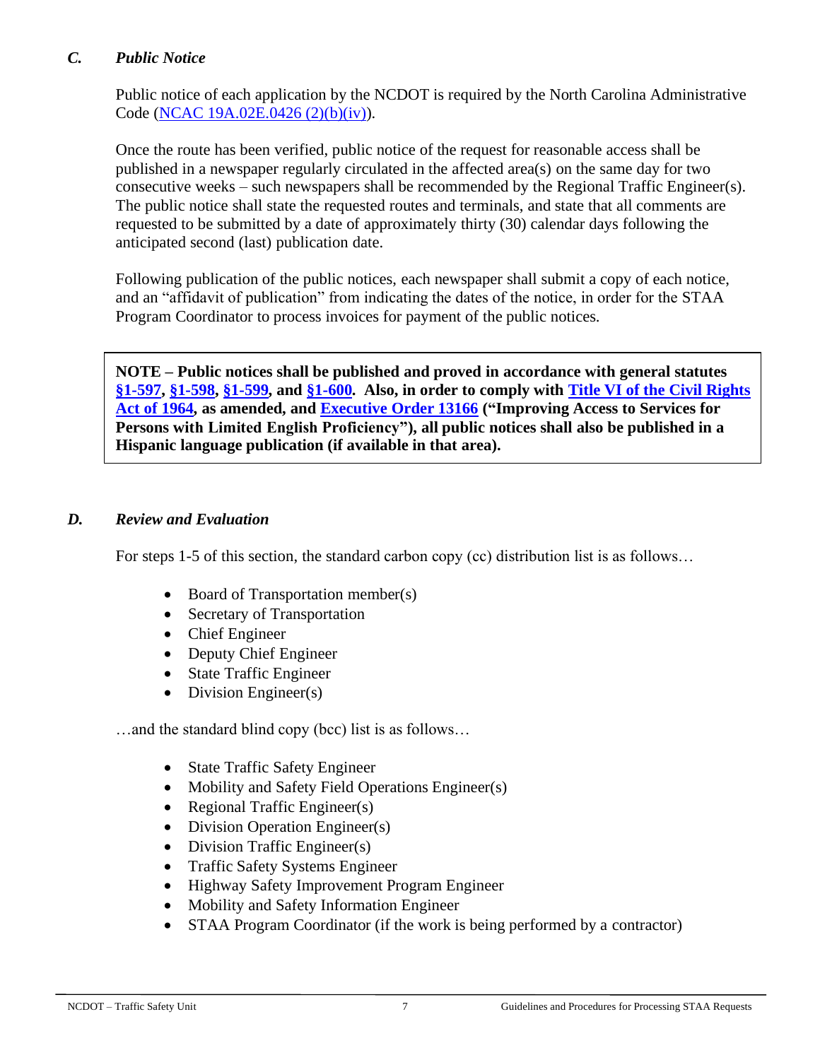### *C. Public Notice*

Public notice of each application by the NCDOT is required by the North Carolina Administrative Code (NCAC 19A.02E.0426 (2)(b)(iv)).

Once the route has been verified, public notice of the request for reasonable access shall be published in a newspaper regularly circulated in the affected area(s) on the same day for two consecutive weeks – such newspapers shall be recommended by the Regional Traffic Engineer(s). The public notice shall state the requested routes and terminals, and state that all comments are requested to be submitted by a date of approximately thirty (30) calendar days following the anticipated second (last) publication date.

Following publication of the public notices, each newspaper shall submit a copy of each notice, and an "affidavit of publication" from indicating the dates of the notice, in order for the STAA Program Coordinator to process invoices for payment of the public notices.

> **NOTE – Public notices shall be published and proved in accordance with general statutes §1-597, §1-598, §1-599, and §1-600. Also, in order to comply with Title VI of the Civil Rights Act of 1964, as amended, and Executive Order 13166 ("Improving Access to Services for Persons with Limited English Proficiency"), all public notices shall also be published in a Hispanic language publication (if available in that area).**

### *D. Review and Evaluation*

For steps 1-5 of this section, the standard carbon copy (cc) distribution list is as follows…

- Board of Transportation member(s)
- Secretary of Transportation
- Chief Engineer
- Deputy Chief Engineer
- State Traffic Engineer
- Division Engineer(s)

…and the standard blind copy (bcc) list is as follows…

- State Traffic Safety Engineer
- Mobility and Safety Field Operations Engineer(s)
- Regional Traffic Engineer(s)
- Division Operation Engineer(s)
- Division Traffic Engineer(s)
- Traffic Safety Systems Engineer
- Highway Safety Improvement Program Engineer
- Mobility and Safety Information Engineer
- STAA Program Coordinator (if the work is being performed by a contractor)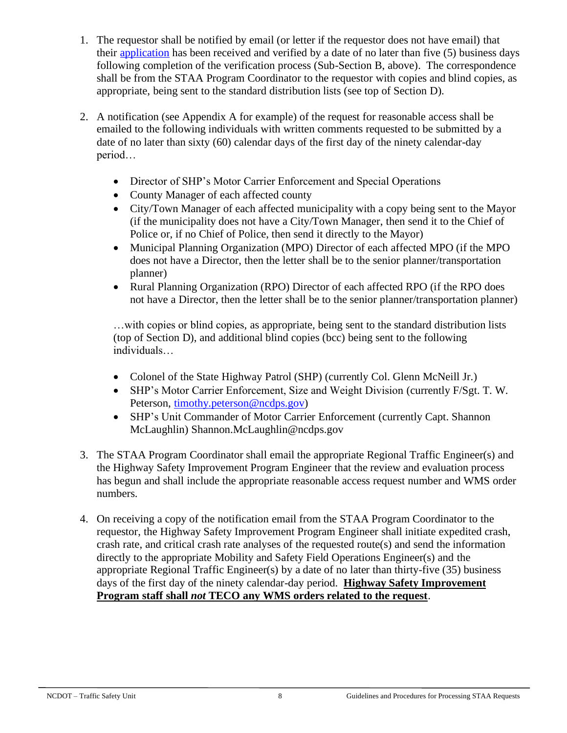1. The requestor shall be notified by email (or letter if the requestor does not have email) that their [application](application) has been received and verified by a date of no later than five (5) business days following completion of the verification process (Sub-Section B, above). The correspondence shall be from the STAA Program Coordinator to the requestor with copies and blind copies, as appropriate, being sent to the standard distribution lists (see top of Section D).

2. A notification (see Appendix A for example) of the request for reasonable access shall be emailed to the following individuals with written comments requested to be submitted by a date of no later than sixty (60) calendar days of the first day of the ninety calendar-day period…

   - Director of SHP's Motor Carrier Enforcement and Special Operations
   - County Manager of each affected county
   - City/Town Manager of each affected municipality with a copy being sent to the Mayor (if the municipality does not have a City/Town Manager, then send it to the Chief of Police or, if no Chief of Police, then send it directly to the Mayor)
   - Municipal Planning Organization (MPO) Director of each affected MPO (if the MPO does not have a Director, then the letter shall be to the senior planner/transportation planner)
   - Rural Planning Organization (RPO) Director of each affected RPO (if the RPO does not have a Director, then the letter shall be to the senior planner/transportation planner)

   …with copies or blind copies, as appropriate, being sent to the standard distribution lists (top of Section D), and additional blind copies (bcc) being sent to the following individuals…

   - Colonel of the State Highway Patrol (SHP) (currently Col. Glenn McNeill Jr.)
   - SHP's Motor Carrier Enforcement, Size and Weight Division (currently F/Sgt. T. W. Peterson, timothy.peterson@ncdps.gov)
   - SHP's Unit Commander of Motor Carrier Enforcement (currently Capt. Shannon McLaughlin) Shannon.McLaughlin@ncdps.gov

3. The STAA Program Coordinator shall email the appropriate Regional Traffic Engineer(s) and the Highway Safety Improvement Program Engineer that the review and evaluation process has begun and shall include the appropriate reasonable access request number and WMS order numbers.

4. On receiving a copy of the notification email from the STAA Program Coordinator to the requestor, the Highway Safety Improvement Program Engineer shall initiate expedited crash, crash rate, and critical crash rate analyses of the requested route(s) and send the information directly to the appropriate Mobility and Safety Field Operations Engineer(s) and the appropriate Regional Traffic Engineer(s) by a date of no later than thirty-five (35) business days of the first day of the ninety calendar-day period. **Highway Safety Improvement Program staff shall *not* TECO any WMS orders related to the request**.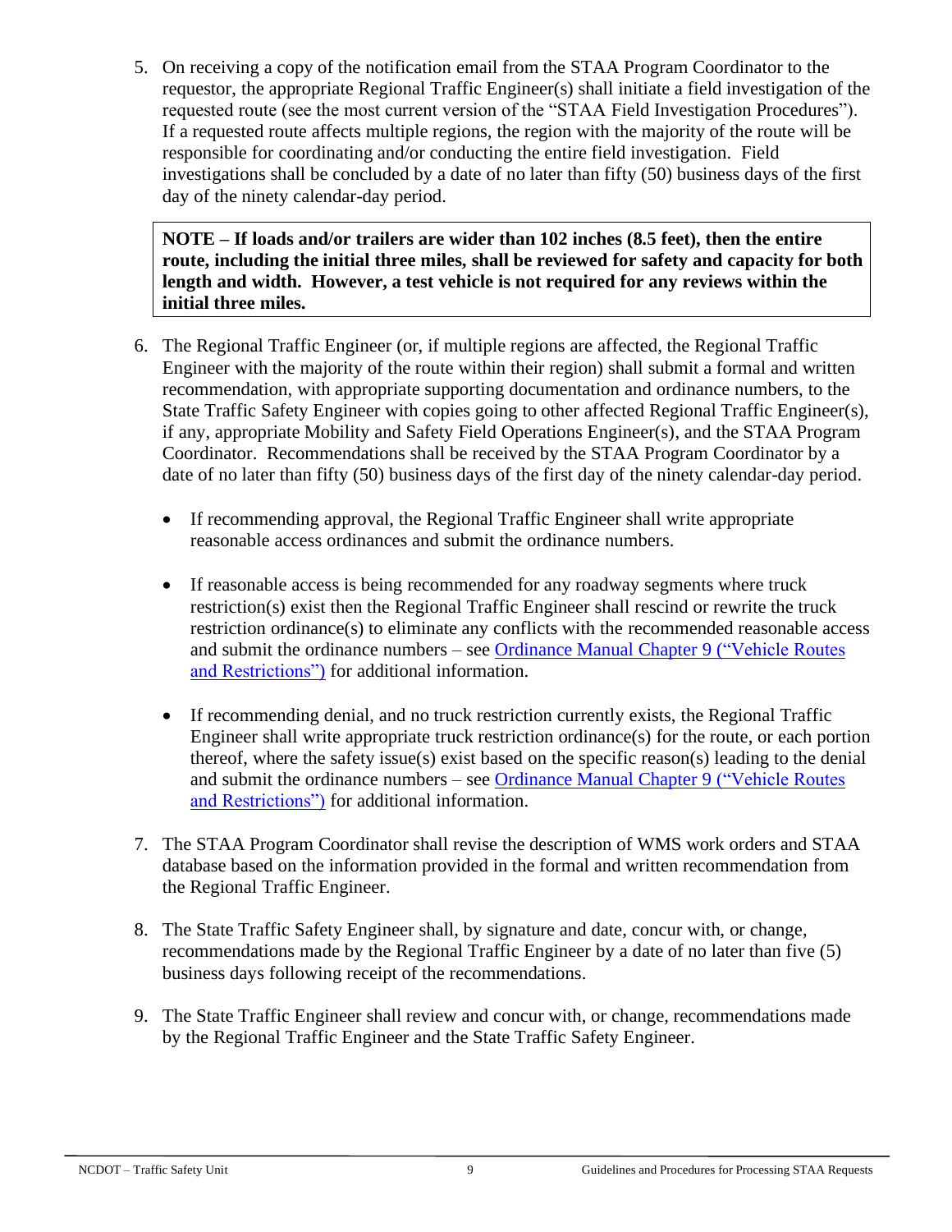5. On receiving a copy of the notification email from the STAA Program Coordinator to the requestor, the appropriate Regional Traffic Engineer(s) shall initiate a field investigation of the requested route (see the most current version of the "STAA Field Investigation Procedures"). If a requested route affects multiple regions, the region with the majority of the route will be responsible for coordinating and/or conducting the entire field investigation. Field investigations shall be concluded by a date of no later than fifty (50) business days of the first day of the ninety calendar-day period.

> **NOTE – If loads and/or trailers are wider than 102 inches (8.5 feet), then the entire route, including the initial three miles, shall be reviewed for safety and capacity for both length and width. However, a test vehicle is not required for any reviews within the initial three miles.**

6. The Regional Traffic Engineer (or, if multiple regions are affected, the Regional Traffic Engineer with the majority of the route within their region) shall submit a formal and written recommendation, with appropriate supporting documentation and ordinance numbers, to the State Traffic Safety Engineer with copies going to other affected Regional Traffic Engineer(s), if any, appropriate Mobility and Safety Field Operations Engineer(s), and the STAA Program Coordinator. Recommendations shall be received by the STAA Program Coordinator by a date of no later than fifty (50) business days of the first day of the ninety calendar-day period.

   - If recommending approval, the Regional Traffic Engineer shall write appropriate reasonable access ordinances and submit the ordinance numbers.

   - If reasonable access is being recommended for any roadway segments where truck restriction(s) exist then the Regional Traffic Engineer shall rescind or rewrite the truck restriction ordinance(s) to eliminate any conflicts with the recommended reasonable access and submit the ordinance numbers – see Ordinance Manual Chapter 9 ("Vehicle Routes and Restrictions") for additional information.

   - If recommending denial, and no truck restriction currently exists, the Regional Traffic Engineer shall write appropriate truck restriction ordinance(s) for the route, or each portion thereof, where the safety issue(s) exist based on the specific reason(s) leading to the denial and submit the ordinance numbers – see Ordinance Manual Chapter 9 ("Vehicle Routes and Restrictions") for additional information.

7. The STAA Program Coordinator shall revise the description of WMS work orders and STAA database based on the information provided in the formal and written recommendation from the Regional Traffic Engineer.

8. The State Traffic Safety Engineer shall, by signature and date, concur with, or change, recommendations made by the Regional Traffic Engineer by a date of no later than five (5) business days following receipt of the recommendations.

9. The State Traffic Engineer shall review and concur with, or change, recommendations made by the Regional Traffic Engineer and the State Traffic Safety Engineer.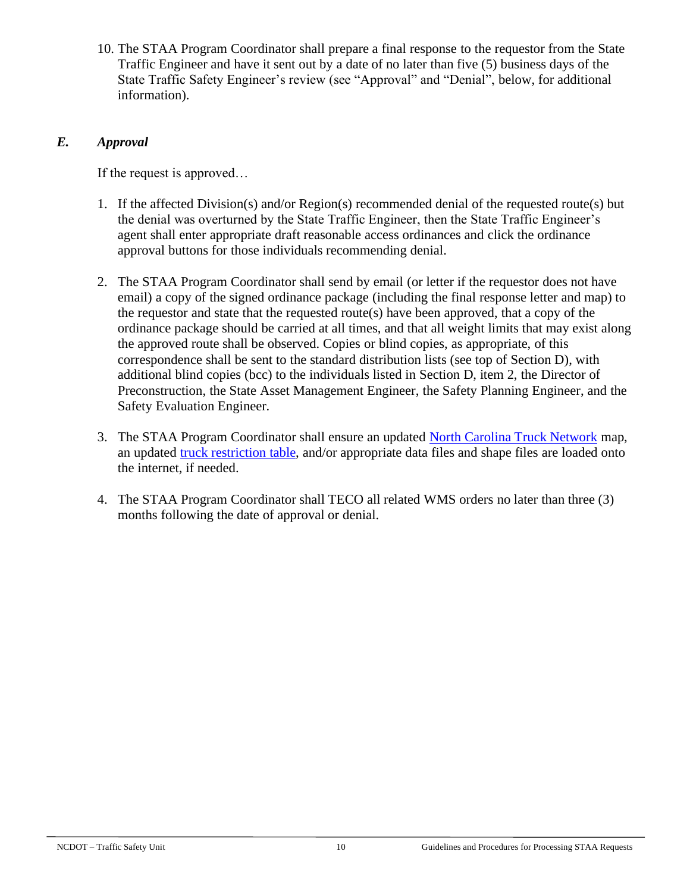10. The STAA Program Coordinator shall prepare a final response to the requestor from the State Traffic Engineer and have it sent out by a date of no later than five (5) business days of the State Traffic Safety Engineer's review (see "Approval" and "Denial", below, for additional information).

### *E. Approval*

If the request is approved…

1. If the affected Division(s) and/or Region(s) recommended denial of the requested route(s) but the denial was overturned by the State Traffic Engineer, then the State Traffic Engineer's agent shall enter appropriate draft reasonable access ordinances and click the ordinance approval buttons for those individuals recommending denial.

2. The STAA Program Coordinator shall send by email (or letter if the requestor does not have email) a copy of the signed ordinance package (including the final response letter and map) to the requestor and state that the requested route(s) have been approved, that a copy of the ordinance package should be carried at all times, and that all weight limits that may exist along the approved route shall be observed. Copies or blind copies, as appropriate, of this correspondence shall be sent to the standard distribution lists (see top of Section D), with additional blind copies (bcc) to the individuals listed in Section D, item 2, the Director of Preconstruction, the State Asset Management Engineer, the Safety Planning Engineer, and the Safety Evaluation Engineer.

3. The STAA Program Coordinator shall ensure an updated North Carolina Truck Network map, an updated truck restriction table, and/or appropriate data files and shape files are loaded onto the internet, if needed.

4. The STAA Program Coordinator shall TECO all related WMS orders no later than three (3) months following the date of approval or denial.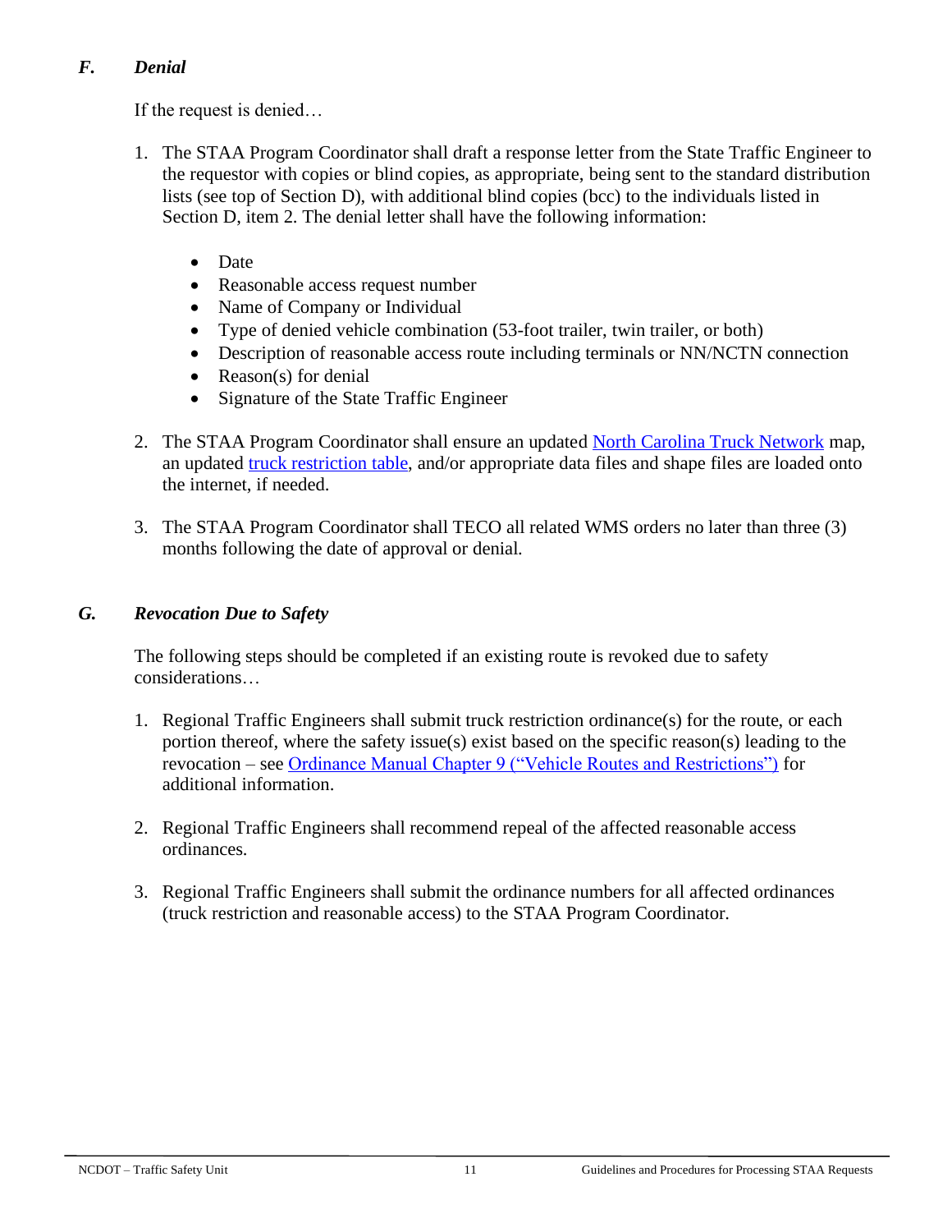### *F. Denial*

If the request is denied…

1. The STAA Program Coordinator shall draft a response letter from the State Traffic Engineer to the requestor with copies or blind copies, as appropriate, being sent to the standard distribution lists (see top of Section D), with additional blind copies (bcc) to the individuals listed in Section D, item 2. The denial letter shall have the following information:

   - Date
   - Reasonable access request number
   - Name of Company or Individual
   - Type of denied vehicle combination (53-foot trailer, twin trailer, or both)
   - Description of reasonable access route including terminals or NN/NCTN connection
   - Reason(s) for denial
   - Signature of the State Traffic Engineer

2. The STAA Program Coordinator shall ensure an updated North Carolina Truck Network map, an updated truck restriction table, and/or appropriate data files and shape files are loaded onto the internet, if needed.

3. The STAA Program Coordinator shall TECO all related WMS orders no later than three (3) months following the date of approval or denial.

### *G. Revocation Due to Safety*

The following steps should be completed if an existing route is revoked due to safety considerations…

1. Regional Traffic Engineers shall submit truck restriction ordinance(s) for the route, or each portion thereof, where the safety issue(s) exist based on the specific reason(s) leading to the revocation – see Ordinance Manual Chapter 9 ("Vehicle Routes and Restrictions") for additional information.

2. Regional Traffic Engineers shall recommend repeal of the affected reasonable access ordinances.

3. Regional Traffic Engineers shall submit the ordinance numbers for all affected ordinances (truck restriction and reasonable access) to the STAA Program Coordinator.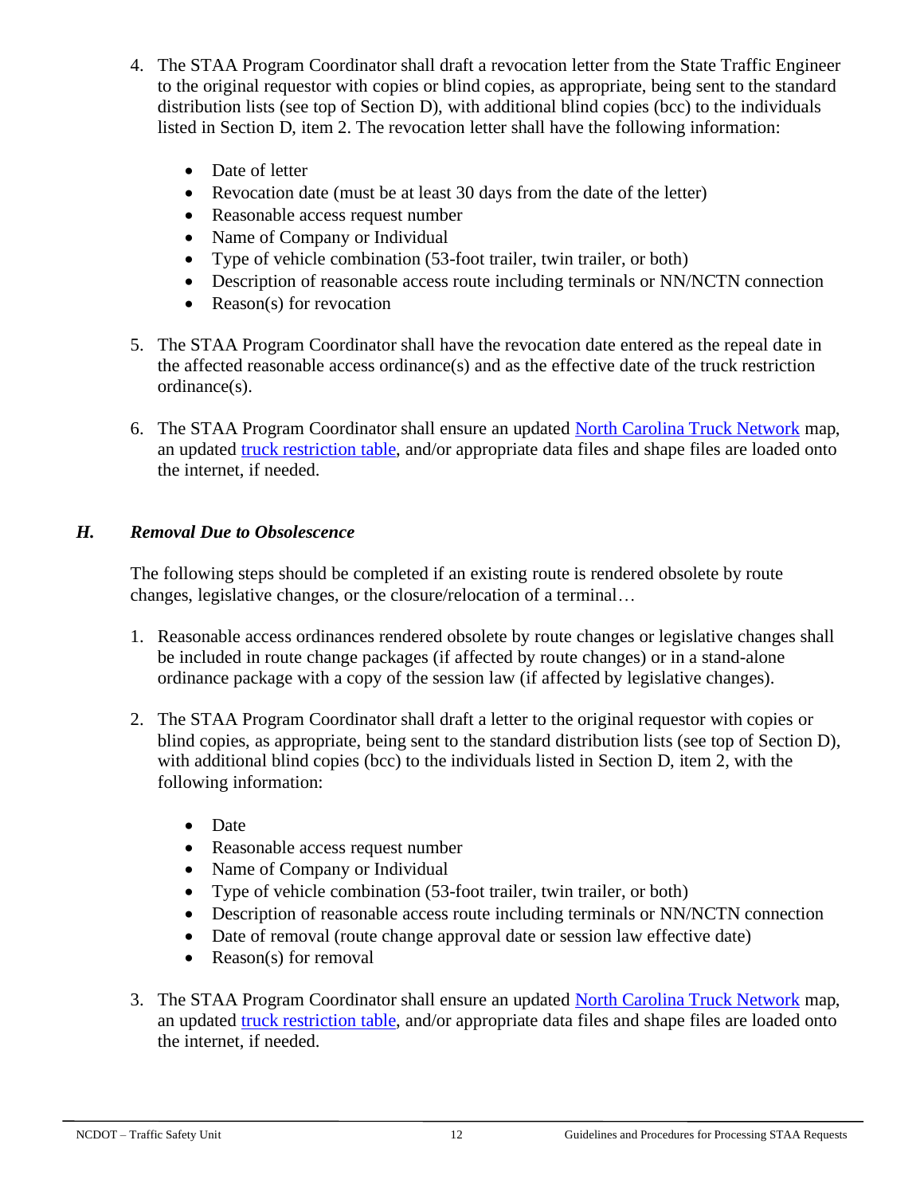4. The STAA Program Coordinator shall draft a revocation letter from the State Traffic Engineer to the original requestor with copies or blind copies, as appropriate, being sent to the standard distribution lists (see top of Section D), with additional blind copies (bcc) to the individuals listed in Section D, item 2. The revocation letter shall have the following information:

   - Date of letter
   - Revocation date (must be at least 30 days from the date of the letter)
   - Reasonable access request number
   - Name of Company or Individual
   - Type of vehicle combination (53-foot trailer, twin trailer, or both)
   - Description of reasonable access route including terminals or NN/NCTN connection
   - Reason(s) for revocation

5. The STAA Program Coordinator shall have the revocation date entered as the repeal date in the affected reasonable access ordinance(s) and as the effective date of the truck restriction ordinance(s).

6. The STAA Program Coordinator shall ensure an updated North Carolina Truck Network map, an updated truck restriction table, and/or appropriate data files and shape files are loaded onto the internet, if needed.

### *H. Removal Due to Obsolescence*

The following steps should be completed if an existing route is rendered obsolete by route changes, legislative changes, or the closure/relocation of a terminal…

1. Reasonable access ordinances rendered obsolete by route changes or legislative changes shall be included in route change packages (if affected by route changes) or in a stand-alone ordinance package with a copy of the session law (if affected by legislative changes).

2. The STAA Program Coordinator shall draft a letter to the original requestor with copies or blind copies, as appropriate, being sent to the standard distribution lists (see top of Section D), with additional blind copies (bcc) to the individuals listed in Section D, item 2, with the following information:

   - Date
   - Reasonable access request number
   - Name of Company or Individual
   - Type of vehicle combination (53-foot trailer, twin trailer, or both)
   - Description of reasonable access route including terminals or NN/NCTN connection
   - Date of removal (route change approval date or session law effective date)
   - Reason(s) for removal

3. The STAA Program Coordinator shall ensure an updated North Carolina Truck Network map, an updated truck restriction table, and/or appropriate data files and shape files are loaded onto the internet, if needed.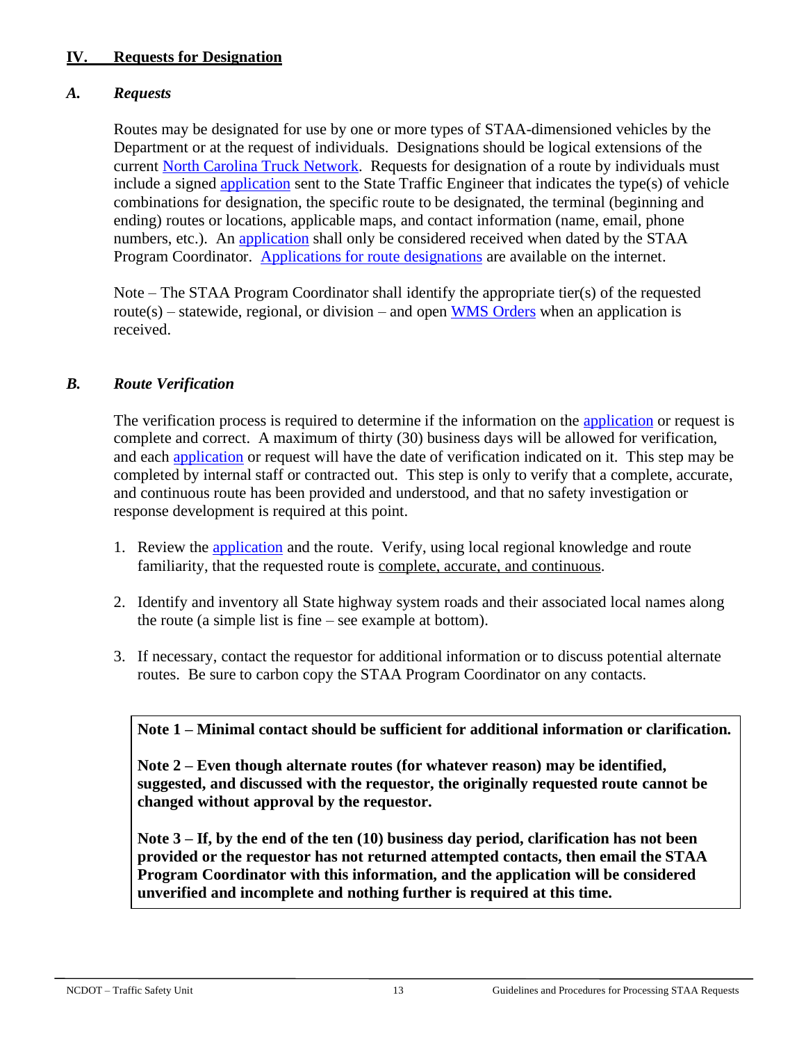## IV. Requests for Designation

### *A. Requests*

Routes may be designated for use by one or more types of STAA-dimensioned vehicles by the Department or at the request of individuals. Designations should be logical extensions of the current North Carolina Truck Network. Requests for designation of a route by individuals must include a signed application sent to the State Traffic Engineer that indicates the type(s) of vehicle combinations for designation, the specific route to be designated, the terminal (beginning and ending) routes or locations, applicable maps, and contact information (name, email, phone numbers, etc.). An application shall only be considered received when dated by the STAA Program Coordinator. Applications for route designations are available on the internet.

Note – The STAA Program Coordinator shall identify the appropriate tier(s) of the requested route(s) – statewide, regional, or division – and open WMS Orders when an application is received.

### *B. Route Verification*

The verification process is required to determine if the information on the application or request is complete and correct. A maximum of thirty (30) business days will be allowed for verification, and each application or request will have the date of verification indicated on it. This step may be completed by internal staff or contracted out. This step is only to verify that a complete, accurate, and continuous route has been provided and understood, and that no safety investigation or response development is required at this point.

1. Review the application and the route. Verify, using local regional knowledge and route familiarity, that the requested route is <u>complete, accurate, and continuous</u>.

2. Identify and inventory all State highway system roads and their associated local names along the route (a simple list is fine – see example at bottom).

3. If necessary, contact the requestor for additional information or to discuss potential alternate routes. Be sure to carbon copy the STAA Program Coordinator on any contacts.

**Note 1 – Minimal contact should be sufficient for additional information or clarification.**

**Note 2 – Even though alternate routes (for whatever reason) may be identified, suggested, and discussed with the requestor, the originally requested route cannot be changed without approval by the requestor.**

**Note 3 – If, by the end of the ten (10) business day period, clarification has not been provided or the requestor has not returned attempted contacts, then email the STAA Program Coordinator with this information, and the application will be considered unverified and incomplete and nothing further is required at this time.**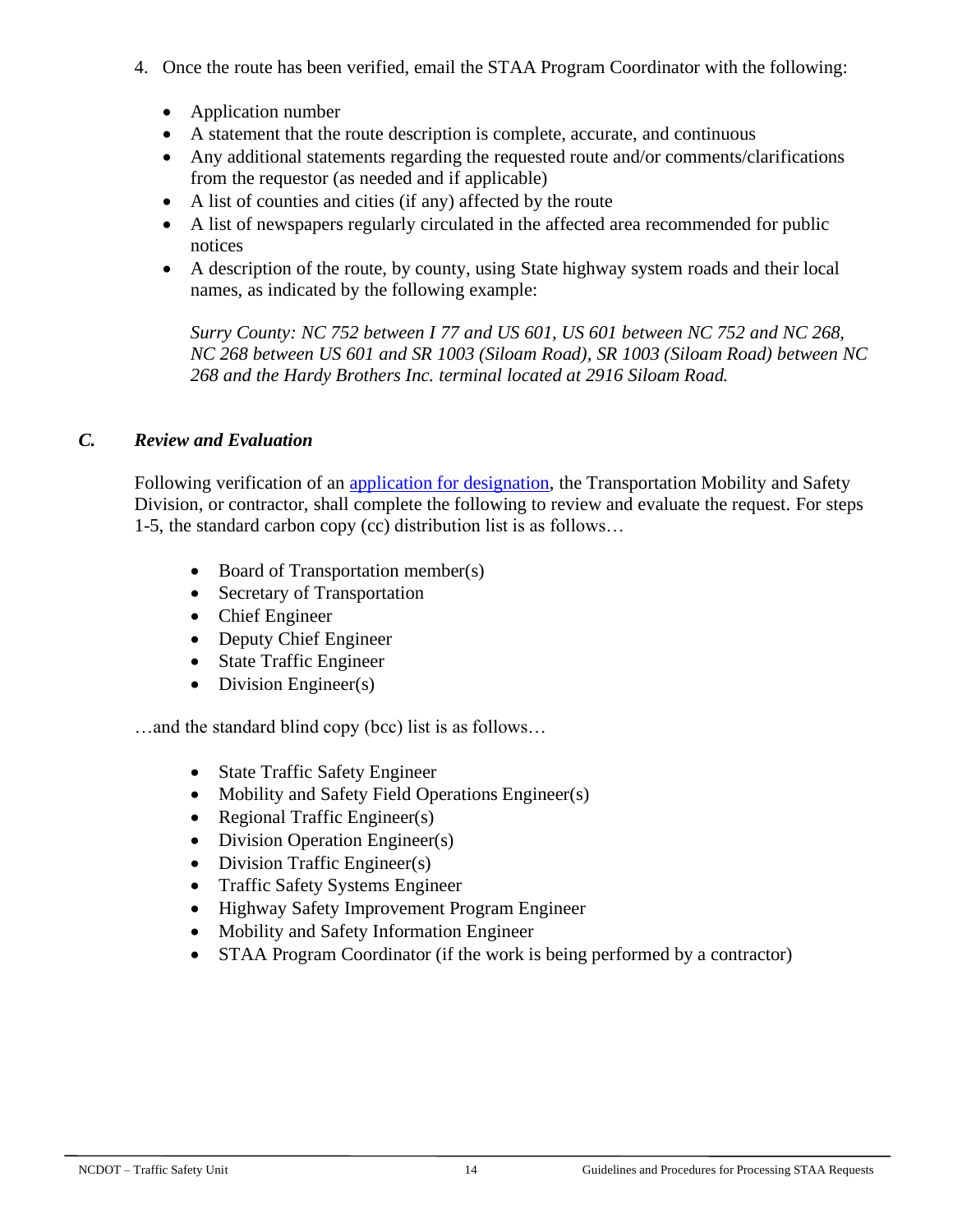4. Once the route has been verified, email the STAA Program Coordinator with the following:

   - Application number
   - A statement that the route description is complete, accurate, and continuous
   - Any additional statements regarding the requested route and/or comments/clarifications from the requestor (as needed and if applicable)
   - A list of counties and cities (if any) affected by the route
   - A list of newspapers regularly circulated in the affected area recommended for public notices
   - A description of the route, by county, using State highway system roads and their local names, as indicated by the following example:

     *Surry County: NC 752 between I 77 and US 601, US 601 between NC 752 and NC 268, NC 268 between US 601 and SR 1003 (Siloam Road), SR 1003 (Siloam Road) between NC 268 and the Hardy Brothers Inc. terminal located at 2916 Siloam Road.*

### *C. Review and Evaluation*

Following verification of an application for designation, the Transportation Mobility and Safety Division, or contractor, shall complete the following to review and evaluate the request. For steps 1-5, the standard carbon copy (cc) distribution list is as follows…

- Board of Transportation member(s)
- Secretary of Transportation
- Chief Engineer
- Deputy Chief Engineer
- State Traffic Engineer
- Division Engineer(s)

…and the standard blind copy (bcc) list is as follows…

- State Traffic Safety Engineer
- Mobility and Safety Field Operations Engineer(s)
- Regional Traffic Engineer(s)
- Division Operation Engineer(s)
- Division Traffic Engineer(s)
- Traffic Safety Systems Engineer
- Highway Safety Improvement Program Engineer
- Mobility and Safety Information Engineer
- STAA Program Coordinator (if the work is being performed by a contractor)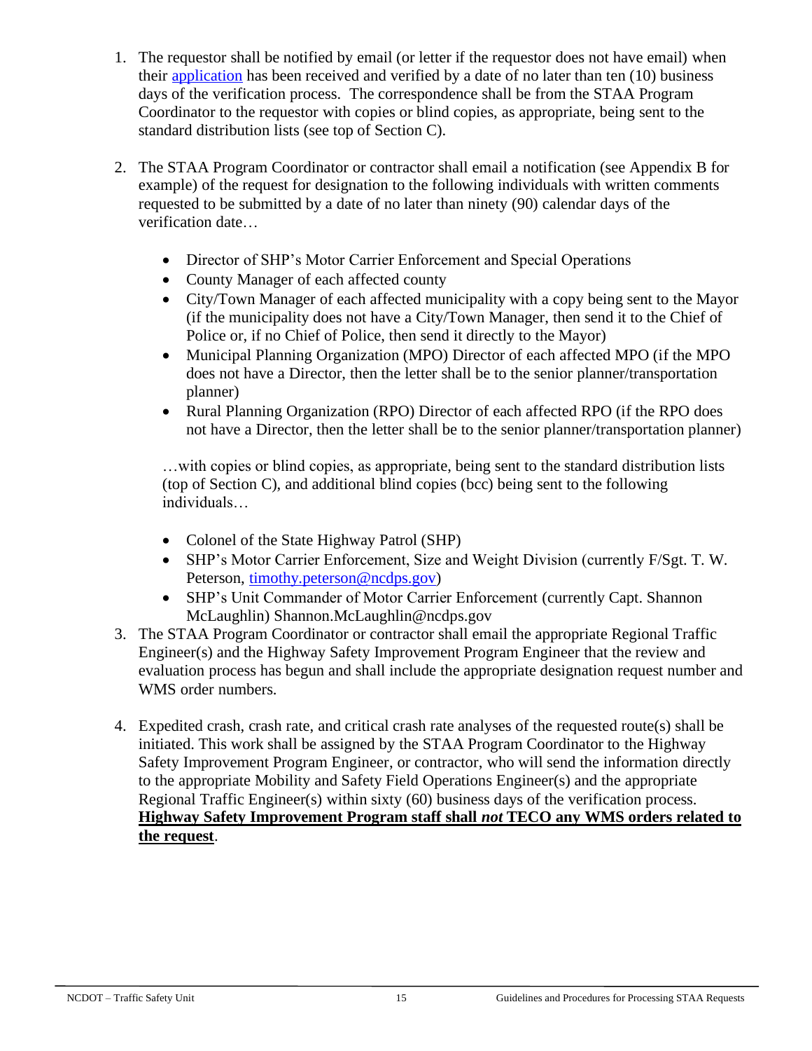1. The requestor shall be notified by email (or letter if the requestor does not have email) when their application has been received and verified by a date of no later than ten (10) business days of the verification process. The correspondence shall be from the STAA Program Coordinator to the requestor with copies or blind copies, as appropriate, being sent to the standard distribution lists (see top of Section C).

2. The STAA Program Coordinator or contractor shall email a notification (see Appendix B for example) of the request for designation to the following individuals with written comments requested to be submitted by a date of no later than ninety (90) calendar days of the verification date…

   - Director of SHP's Motor Carrier Enforcement and Special Operations
   - County Manager of each affected county
   - City/Town Manager of each affected municipality with a copy being sent to the Mayor (if the municipality does not have a City/Town Manager, then send it to the Chief of Police or, if no Chief of Police, then send it directly to the Mayor)
   - Municipal Planning Organization (MPO) Director of each affected MPO (if the MPO does not have a Director, then the letter shall be to the senior planner/transportation planner)
   - Rural Planning Organization (RPO) Director of each affected RPO (if the RPO does not have a Director, then the letter shall be to the senior planner/transportation planner)

   …with copies or blind copies, as appropriate, being sent to the standard distribution lists (top of Section C), and additional blind copies (bcc) being sent to the following individuals…

   - Colonel of the State Highway Patrol (SHP)
   - SHP's Motor Carrier Enforcement, Size and Weight Division (currently F/Sgt. T. W. Peterson, timothy.peterson@ncdps.gov)
   - SHP's Unit Commander of Motor Carrier Enforcement (currently Capt. Shannon McLaughlin) Shannon.McLaughlin@ncdps.gov

3. The STAA Program Coordinator or contractor shall email the appropriate Regional Traffic Engineer(s) and the Highway Safety Improvement Program Engineer that the review and evaluation process has begun and shall include the appropriate designation request number and WMS order numbers.

4. Expedited crash, crash rate, and critical crash rate analyses of the requested route(s) shall be initiated. This work shall be assigned by the STAA Program Coordinator to the Highway Safety Improvement Program Engineer, or contractor, who will send the information directly to the appropriate Mobility and Safety Field Operations Engineer(s) and the appropriate Regional Traffic Engineer(s) within sixty (60) business days of the verification process. **Highway Safety Improvement Program staff shall *not* TECO any WMS orders related to the request**.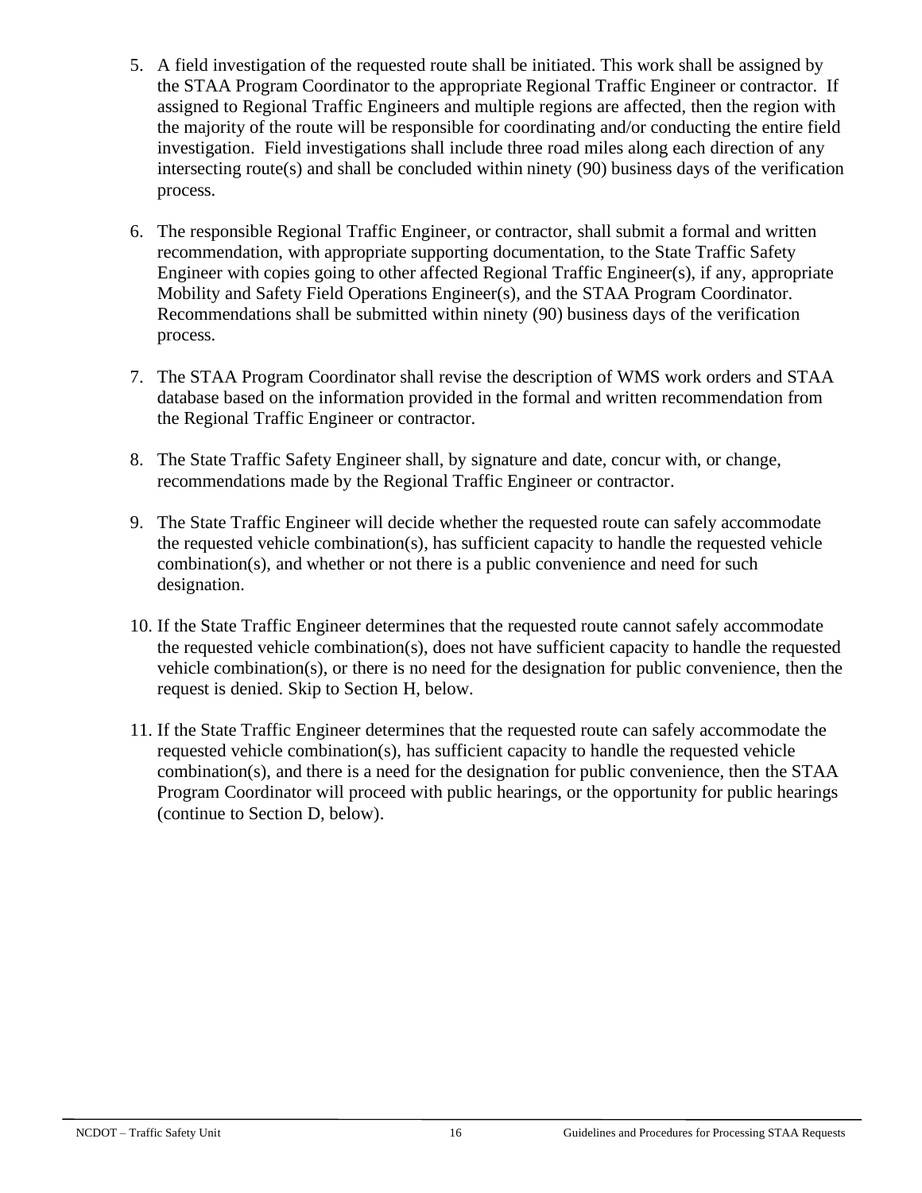5. A field investigation of the requested route shall be initiated. This work shall be assigned by the STAA Program Coordinator to the appropriate Regional Traffic Engineer or contractor. If assigned to Regional Traffic Engineers and multiple regions are affected, then the region with the majority of the route will be responsible for coordinating and/or conducting the entire field investigation. Field investigations shall include three road miles along each direction of any intersecting route(s) and shall be concluded within ninety (90) business days of the verification process.

6. The responsible Regional Traffic Engineer, or contractor, shall submit a formal and written recommendation, with appropriate supporting documentation, to the State Traffic Safety Engineer with copies going to other affected Regional Traffic Engineer(s), if any, appropriate Mobility and Safety Field Operations Engineer(s), and the STAA Program Coordinator. Recommendations shall be submitted within ninety (90) business days of the verification process.

7. The STAA Program Coordinator shall revise the description of WMS work orders and STAA database based on the information provided in the formal and written recommendation from the Regional Traffic Engineer or contractor.

8. The State Traffic Safety Engineer shall, by signature and date, concur with, or change, recommendations made by the Regional Traffic Engineer or contractor.

9. The State Traffic Engineer will decide whether the requested route can safely accommodate the requested vehicle combination(s), has sufficient capacity to handle the requested vehicle combination(s), and whether or not there is a public convenience and need for such designation.

10. If the State Traffic Engineer determines that the requested route cannot safely accommodate the requested vehicle combination(s), does not have sufficient capacity to handle the requested vehicle combination(s), or there is no need for the designation for public convenience, then the request is denied. Skip to Section H, below.

11. If the State Traffic Engineer determines that the requested route can safely accommodate the requested vehicle combination(s), has sufficient capacity to handle the requested vehicle combination(s), and there is a need for the designation for public convenience, then the STAA Program Coordinator will proceed with public hearings, or the opportunity for public hearings (continue to Section D, below).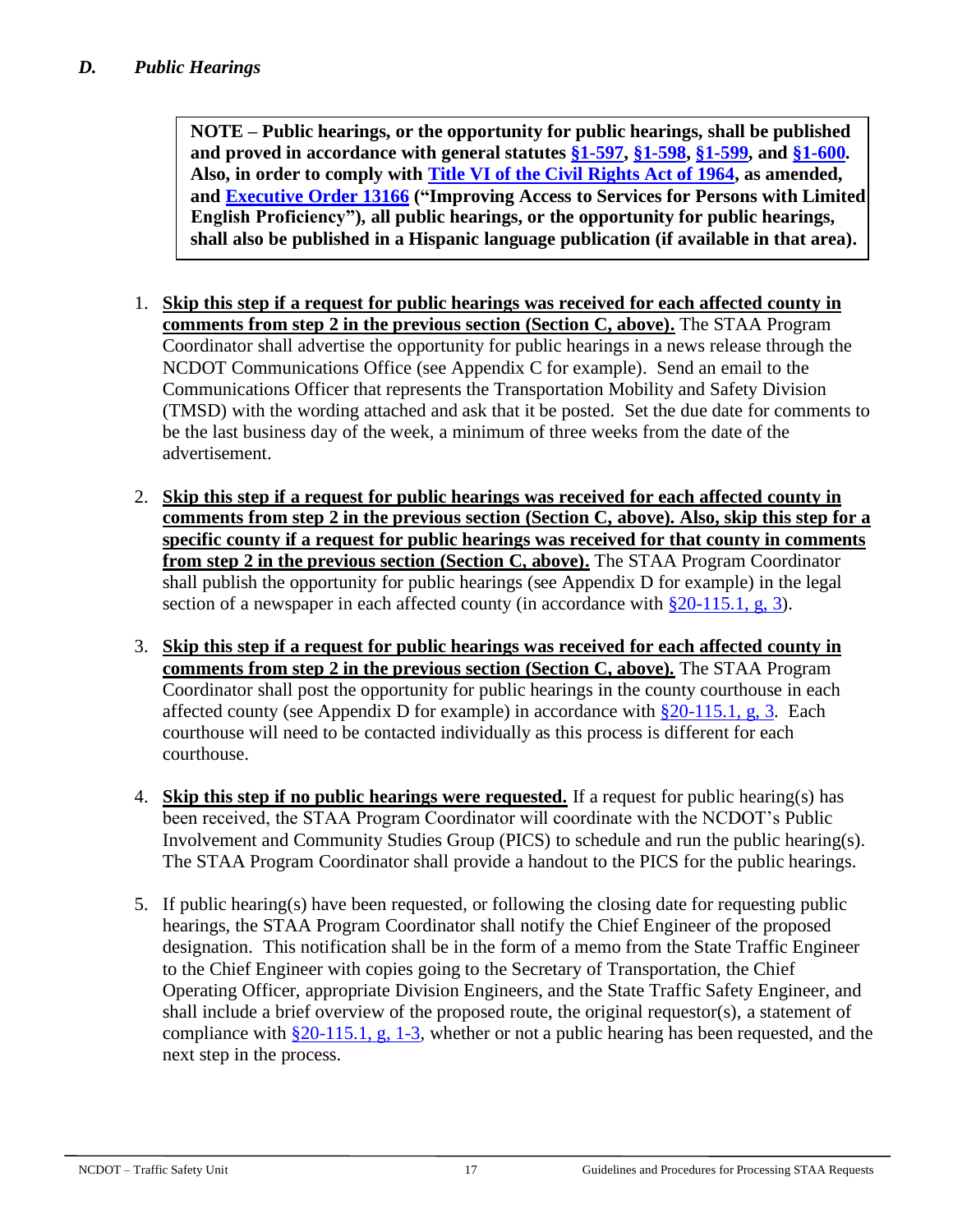### *D. Public Hearings*

**NOTE – Public hearings, or the opportunity for public hearings, shall be published and proved in accordance with general statutes §1-597, §1-598, §1-599, and §1-600. Also, in order to comply with Title VI of the Civil Rights Act of 1964, as amended, and Executive Order 13166 ("Improving Access to Services for Persons with Limited English Proficiency"), all public hearings, or the opportunity for public hearings, shall also be published in a Hispanic language publication (if available in that area).**

1. **Skip this step if a request for public hearings was received for each affected county in comments from step 2 in the previous section (Section C, above).** The STAA Program Coordinator shall advertise the opportunity for public hearings in a news release through the NCDOT Communications Office (see Appendix C for example). Send an email to the Communications Officer that represents the Transportation Mobility and Safety Division (TMSD) with the wording attached and ask that it be posted. Set the due date for comments to be the last business day of the week, a minimum of three weeks from the date of the advertisement.

2. **Skip this step if a request for public hearings was received for each affected county in comments from step 2 in the previous section (Section C, above). Also, skip this step for a specific county if a request for public hearings was received for that county in comments from step 2 in the previous section (Section C, above).** The STAA Program Coordinator shall publish the opportunity for public hearings (see Appendix D for example) in the legal section of a newspaper in each affected county (in accordance with §20-115.1, g, 3).

3. **Skip this step if a request for public hearings was received for each affected county in comments from step 2 in the previous section (Section C, above).** The STAA Program Coordinator shall post the opportunity for public hearings in the county courthouse in each affected county (see Appendix D for example) in accordance with §20-115.1, g, 3. Each courthouse will need to be contacted individually as this process is different for each courthouse.

4. **Skip this step if no public hearings were requested.** If a request for public hearing(s) has been received, the STAA Program Coordinator will coordinate with the NCDOT's Public Involvement and Community Studies Group (PICS) to schedule and run the public hearing(s). The STAA Program Coordinator shall provide a handout to the PICS for the public hearings.

5. If public hearing(s) have been requested, or following the closing date for requesting public hearings, the STAA Program Coordinator shall notify the Chief Engineer of the proposed designation. This notification shall be in the form of a memo from the State Traffic Engineer to the Chief Engineer with copies going to the Secretary of Transportation, the Chief Operating Officer, appropriate Division Engineers, and the State Traffic Safety Engineer, and shall include a brief overview of the proposed route, the original requestor(s), a statement of compliance with §20-115.1, g, 1-3, whether or not a public hearing has been requested, and the next step in the process.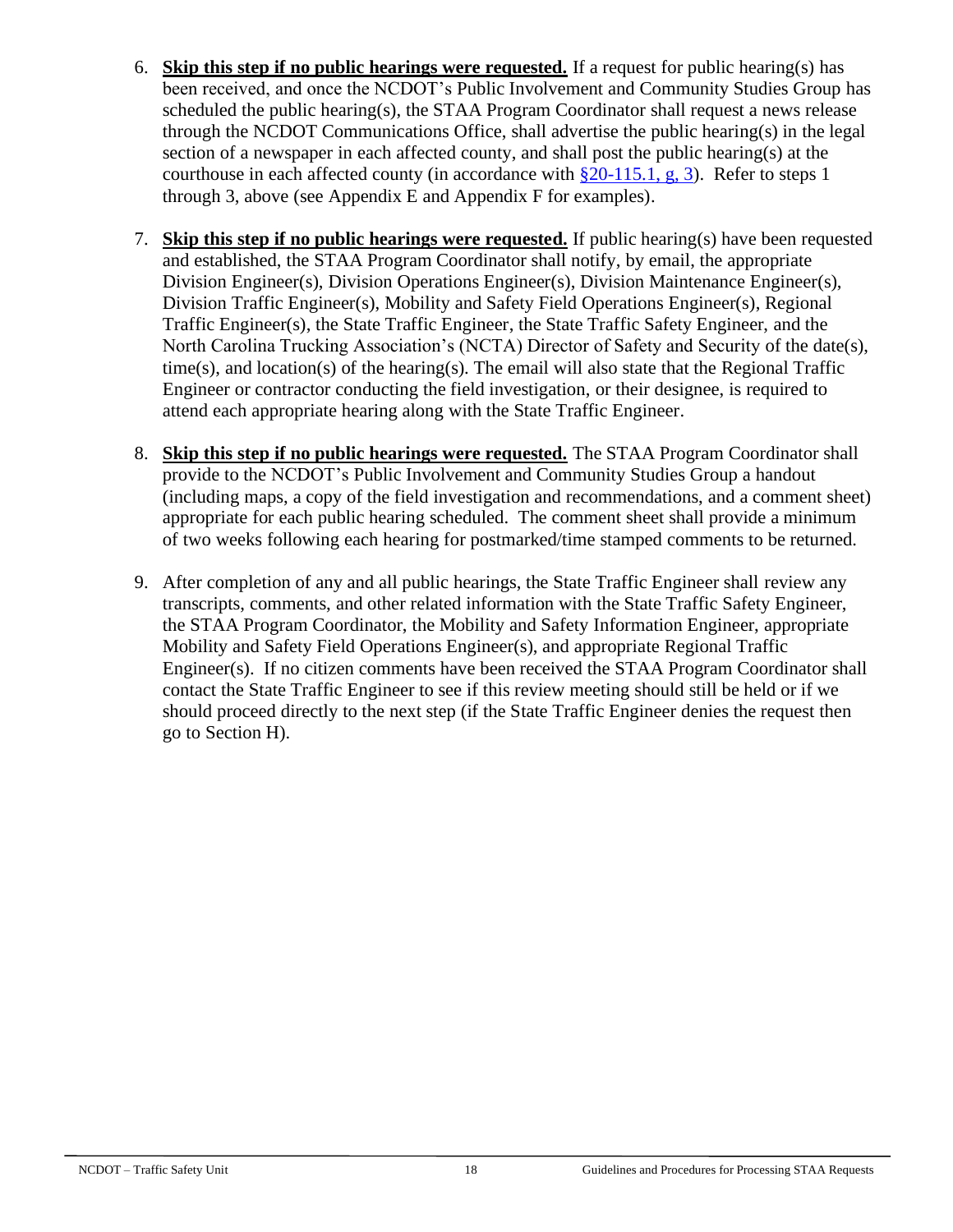6. **Skip this step if no public hearings were requested.** If a request for public hearing(s) has been received, and once the NCDOT's Public Involvement and Community Studies Group has scheduled the public hearing(s), the STAA Program Coordinator shall request a news release through the NCDOT Communications Office, shall advertise the public hearing(s) in the legal section of a newspaper in each affected county, and shall post the public hearing(s) at the courthouse in each affected county (in accordance with §20-115.1, g, 3). Refer to steps 1 through 3, above (see Appendix E and Appendix F for examples).

7. **Skip this step if no public hearings were requested.** If public hearing(s) have been requested and established, the STAA Program Coordinator shall notify, by email, the appropriate Division Engineer(s), Division Operations Engineer(s), Division Maintenance Engineer(s), Division Traffic Engineer(s), Mobility and Safety Field Operations Engineer(s), Regional Traffic Engineer(s), the State Traffic Engineer, the State Traffic Safety Engineer, and the North Carolina Trucking Association's (NCTA) Director of Safety and Security of the date(s), time(s), and location(s) of the hearing(s). The email will also state that the Regional Traffic Engineer or contractor conducting the field investigation, or their designee, is required to attend each appropriate hearing along with the State Traffic Engineer.

8. **Skip this step if no public hearings were requested.** The STAA Program Coordinator shall provide to the NCDOT's Public Involvement and Community Studies Group a handout (including maps, a copy of the field investigation and recommendations, and a comment sheet) appropriate for each public hearing scheduled. The comment sheet shall provide a minimum of two weeks following each hearing for postmarked/time stamped comments to be returned.

9. After completion of any and all public hearings, the State Traffic Engineer shall review any transcripts, comments, and other related information with the State Traffic Safety Engineer, the STAA Program Coordinator, the Mobility and Safety Information Engineer, appropriate Mobility and Safety Field Operations Engineer(s), and appropriate Regional Traffic Engineer(s). If no citizen comments have been received the STAA Program Coordinator shall contact the State Traffic Engineer to see if this review meeting should still be held or if we should proceed directly to the next step (if the State Traffic Engineer denies the request then go to Section H).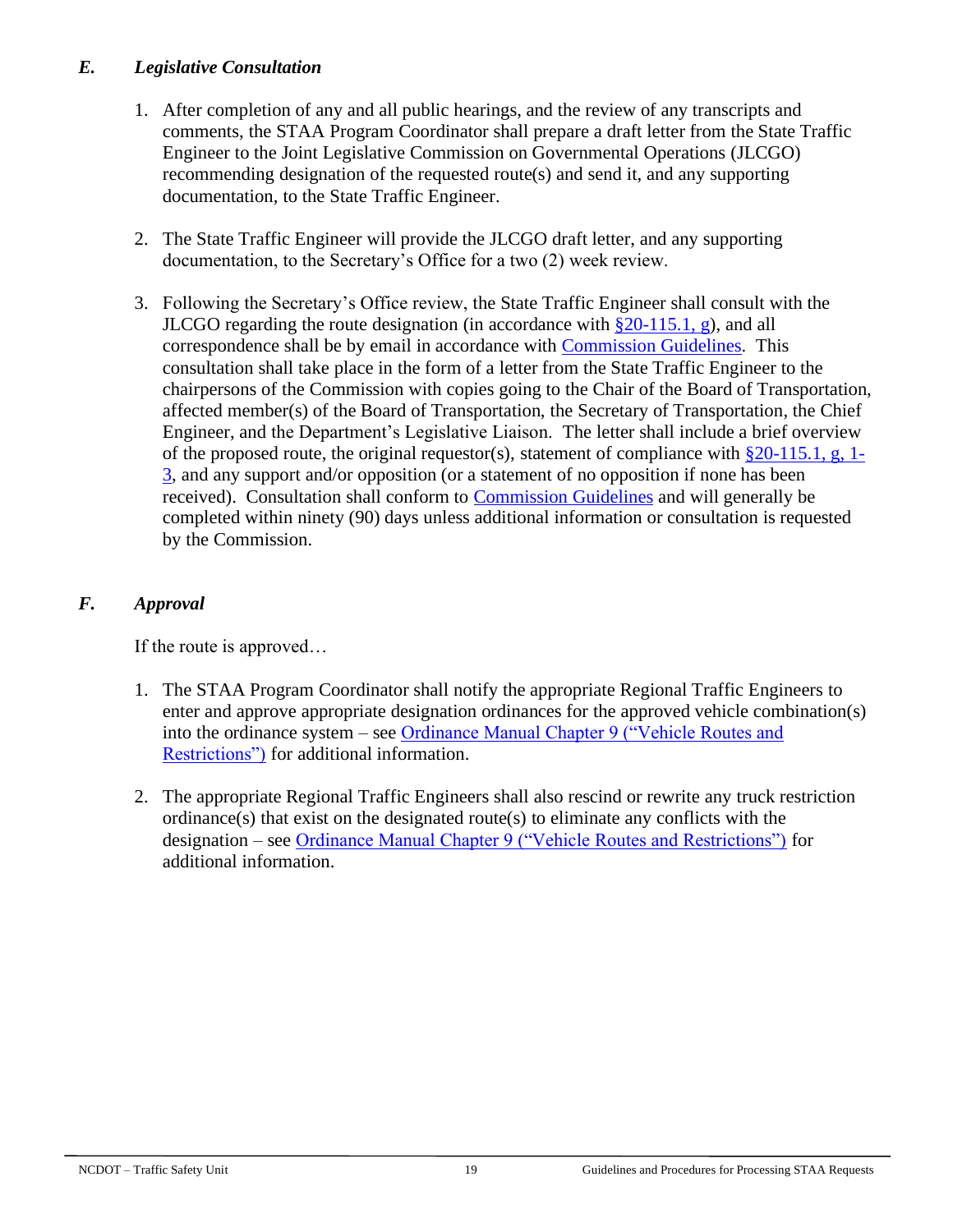### *E. Legislative Consultation*

1. After completion of any and all public hearings, and the review of any transcripts and comments, the STAA Program Coordinator shall prepare a draft letter from the State Traffic Engineer to the Joint Legislative Commission on Governmental Operations (JLCGO) recommending designation of the requested route(s) and send it, and any supporting documentation, to the State Traffic Engineer.

2. The State Traffic Engineer will provide the JLCGO draft letter, and any supporting documentation, to the Secretary's Office for a two (2) week review.

3. Following the Secretary's Office review, the State Traffic Engineer shall consult with the JLCGO regarding the route designation (in accordance with §20-115.1, g), and all correspondence shall be by email in accordance with Commission Guidelines. This consultation shall take place in the form of a letter from the State Traffic Engineer to the chairpersons of the Commission with copies going to the Chair of the Board of Transportation, affected member(s) of the Board of Transportation, the Secretary of Transportation, the Chief Engineer, and the Department's Legislative Liaison. The letter shall include a brief overview of the proposed route, the original requestor(s), statement of compliance with §20-115.1, g, 1-3, and any support and/or opposition (or a statement of no opposition if none has been received). Consultation shall conform to Commission Guidelines and will generally be completed within ninety (90) days unless additional information or consultation is requested by the Commission.

### *F. Approval*

If the route is approved…

1. The STAA Program Coordinator shall notify the appropriate Regional Traffic Engineers to enter and approve appropriate designation ordinances for the approved vehicle combination(s) into the ordinance system – see Ordinance Manual Chapter 9 ("Vehicle Routes and Restrictions") for additional information.

2. The appropriate Regional Traffic Engineers shall also rescind or rewrite any truck restriction ordinance(s) that exist on the designated route(s) to eliminate any conflicts with the designation – see Ordinance Manual Chapter 9 ("Vehicle Routes and Restrictions") for additional information.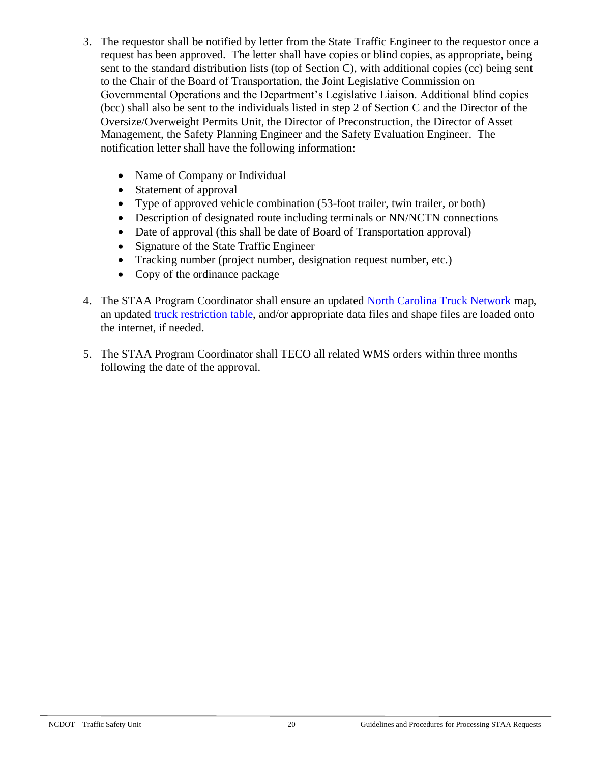3. The requestor shall be notified by letter from the State Traffic Engineer to the requestor once a request has been approved. The letter shall have copies or blind copies, as appropriate, being sent to the standard distribution lists (top of Section C), with additional copies (cc) being sent to the Chair of the Board of Transportation, the Joint Legislative Commission on Governmental Operations and the Department's Legislative Liaison. Additional blind copies (bcc) shall also be sent to the individuals listed in step 2 of Section C and the Director of the Oversize/Overweight Permits Unit, the Director of Preconstruction, the Director of Asset Management, the Safety Planning Engineer and the Safety Evaluation Engineer. The notification letter shall have the following information:

    - Name of Company or Individual
    - Statement of approval
    - Type of approved vehicle combination (53-foot trailer, twin trailer, or both)
    - Description of designated route including terminals or NN/NCTN connections
    - Date of approval (this shall be date of Board of Transportation approval)
    - Signature of the State Traffic Engineer
    - Tracking number (project number, designation request number, etc.)
    - Copy of the ordinance package

4. The STAA Program Coordinator shall ensure an updated North Carolina Truck Network map, an updated truck restriction table, and/or appropriate data files and shape files are loaded onto the internet, if needed.

5. The STAA Program Coordinator shall TECO all related WMS orders within three months following the date of the approval.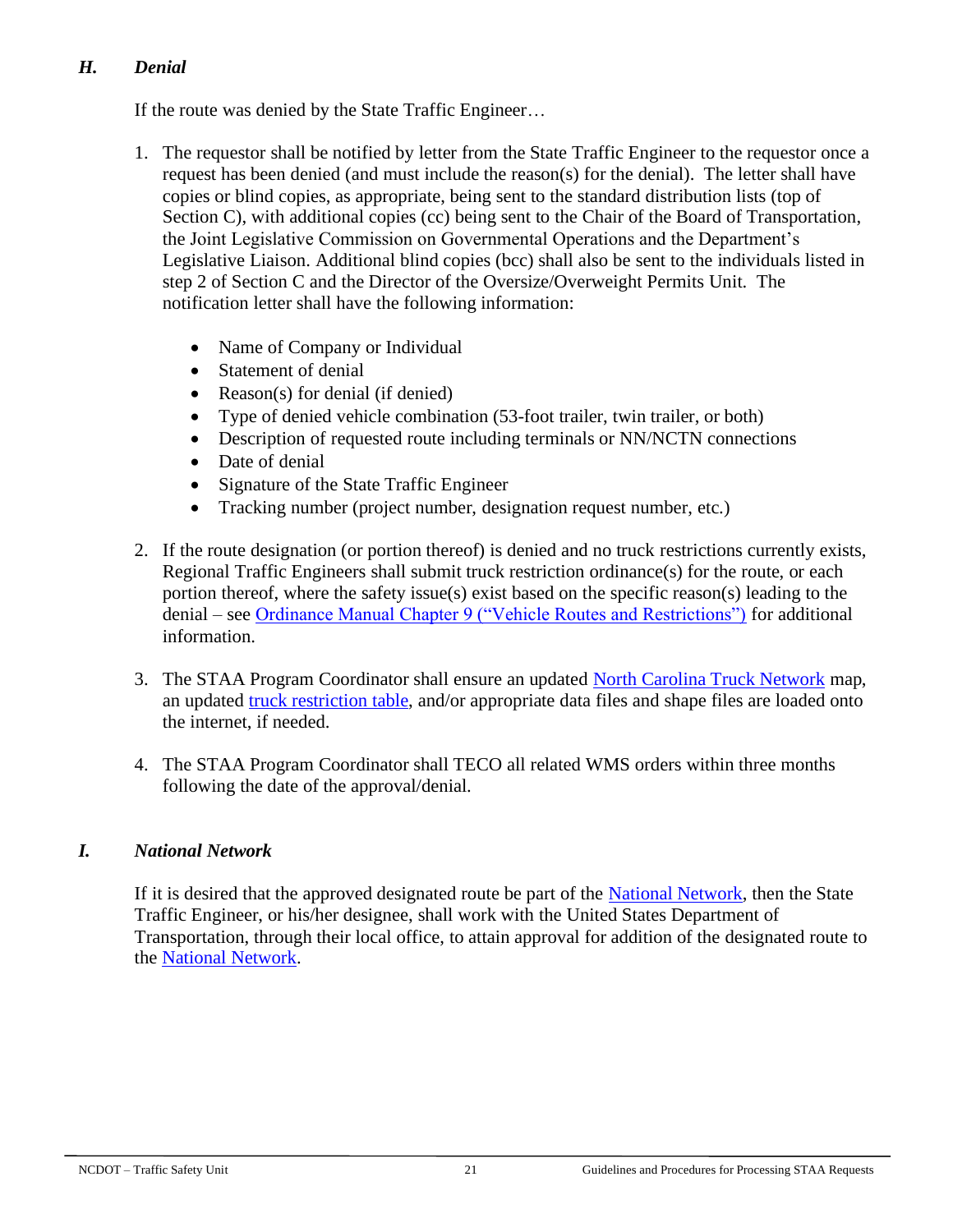### *H. Denial*

If the route was denied by the State Traffic Engineer…

1. The requestor shall be notified by letter from the State Traffic Engineer to the requestor once a request has been denied (and must include the reason(s) for the denial). The letter shall have copies or blind copies, as appropriate, being sent to the standard distribution lists (top of Section C), with additional copies (cc) being sent to the Chair of the Board of Transportation, the Joint Legislative Commission on Governmental Operations and the Department's Legislative Liaison. Additional blind copies (bcc) shall also be sent to the individuals listed in step 2 of Section C and the Director of the Oversize/Overweight Permits Unit. The notification letter shall have the following information:

   - Name of Company or Individual
   - Statement of denial
   - Reason(s) for denial (if denied)
   - Type of denied vehicle combination (53-foot trailer, twin trailer, or both)
   - Description of requested route including terminals or NN/NCTN connections
   - Date of denial
   - Signature of the State Traffic Engineer
   - Tracking number (project number, designation request number, etc.)

2. If the route designation (or portion thereof) is denied and no truck restrictions currently exists, Regional Traffic Engineers shall submit truck restriction ordinance(s) for the route, or each portion thereof, where the safety issue(s) exist based on the specific reason(s) leading to the denial – see Ordinance Manual Chapter 9 ("Vehicle Routes and Restrictions") for additional information.

3. The STAA Program Coordinator shall ensure an updated North Carolina Truck Network map, an updated truck restriction table, and/or appropriate data files and shape files are loaded onto the internet, if needed.

4. The STAA Program Coordinator shall TECO all related WMS orders within three months following the date of the approval/denial.

### *I. National Network*

If it is desired that the approved designated route be part of the National Network, then the State Traffic Engineer, or his/her designee, shall work with the United States Department of Transportation, through their local office, to attain approval for addition of the designated route to the National Network.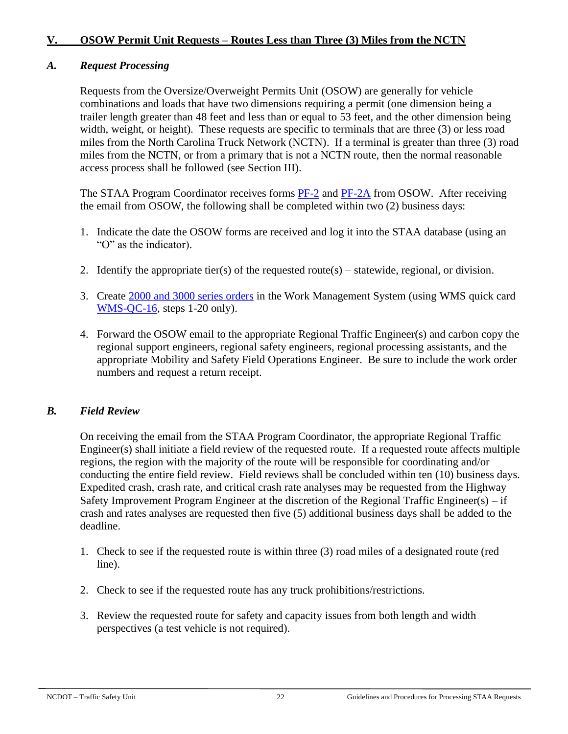## V. OSOW Permit Unit Requests – Routes Less than Three (3) Miles from the NCTN

### *A. Request Processing*

Requests from the Oversize/Overweight Permits Unit (OSOW) are generally for vehicle combinations and loads that have two dimensions requiring a permit (one dimension being a trailer length greater than 48 feet and less than or equal to 53 feet, and the other dimension being width, weight, or height). These requests are specific to terminals that are three (3) or less road miles from the North Carolina Truck Network (NCTN). If a terminal is greater than three (3) road miles from the NCTN, or from a primary that is not a NCTN route, then the normal reasonable access process shall be followed (see Section III).

The STAA Program Coordinator receives forms PF-2 and PF-2A from OSOW. After receiving the email from OSOW, the following shall be completed within two (2) business days:

1. Indicate the date the OSOW forms are received and log it into the STAA database (using an "O" as the indicator).
2. Identify the appropriate tier(s) of the requested route(s) – statewide, regional, or division.
3. Create 2000 and 3000 series orders in the Work Management System (using WMS quick card WMS-QC-16, steps 1-20 only).
4. Forward the OSOW email to the appropriate Regional Traffic Engineer(s) and carbon copy the regional support engineers, regional safety engineers, regional processing assistants, and the appropriate Mobility and Safety Field Operations Engineer. Be sure to include the work order numbers and request a return receipt.

### *B. Field Review*

On receiving the email from the STAA Program Coordinator, the appropriate Regional Traffic Engineer(s) shall initiate a field review of the requested route. If a requested route affects multiple regions, the region with the majority of the route will be responsible for coordinating and/or conducting the entire field review. Field reviews shall be concluded within ten (10) business days. Expedited crash, crash rate, and critical crash rate analyses may be requested from the Highway Safety Improvement Program Engineer at the discretion of the Regional Traffic Engineer(s) – if crash and rates analyses are requested then five (5) additional business days shall be added to the deadline.

1. Check to see if the requested route is within three (3) road miles of a designated route (red line).
2. Check to see if the requested route has any truck prohibitions/restrictions.
3. Review the requested route for safety and capacity issues from both length and width perspectives (a test vehicle is not required).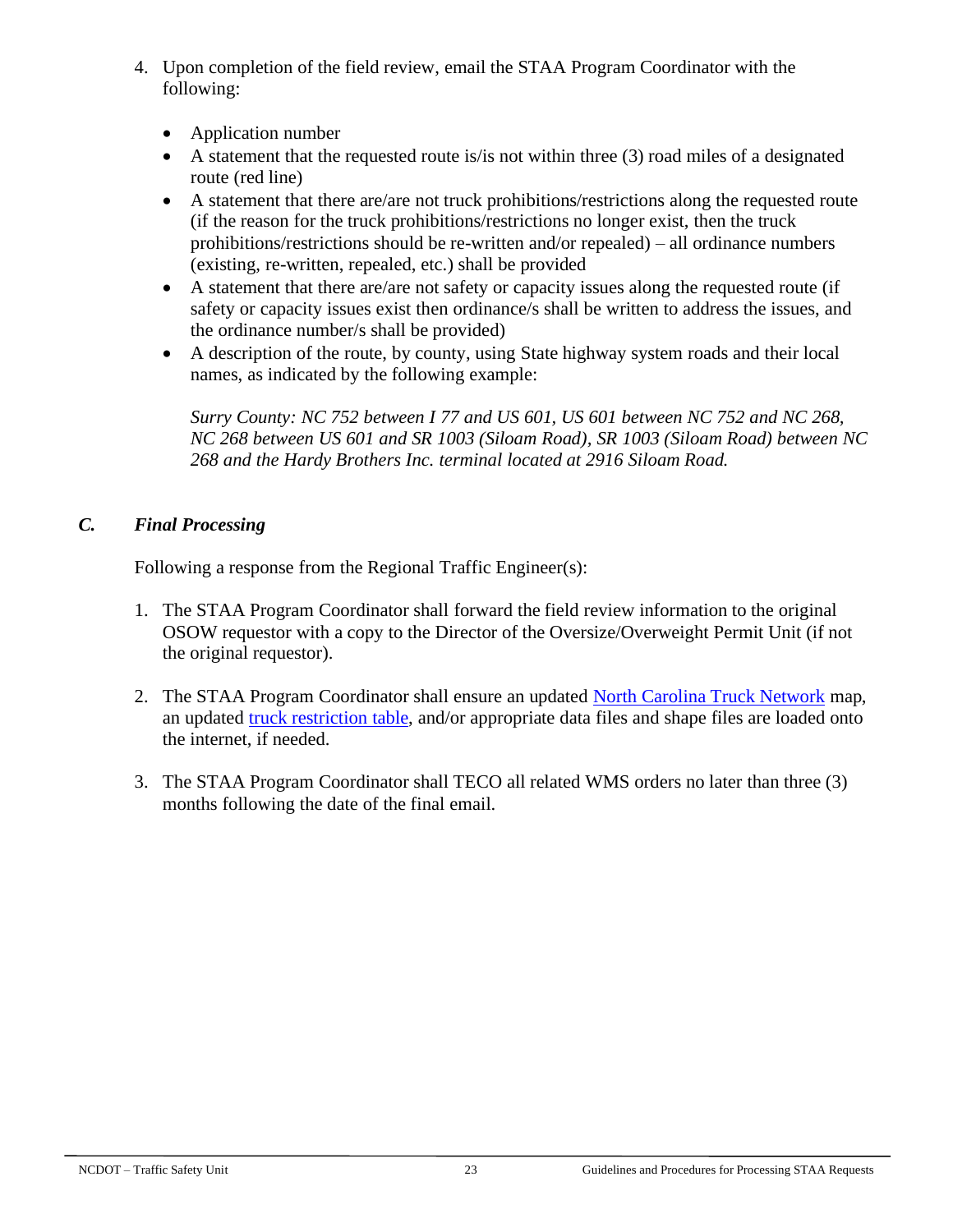4. Upon completion of the field review, email the STAA Program Coordinator with the following:

   - Application number
   - A statement that the requested route is/is not within three (3) road miles of a designated route (red line)
   - A statement that there are/are not truck prohibitions/restrictions along the requested route (if the reason for the truck prohibitions/restrictions no longer exist, then the truck prohibitions/restrictions should be re-written and/or repealed) – all ordinance numbers (existing, re-written, repealed, etc.) shall be provided
   - A statement that there are/are not safety or capacity issues along the requested route (if safety or capacity issues exist then ordinance/s shall be written to address the issues, and the ordinance number/s shall be provided)
   - A description of the route, by county, using State highway system roads and their local names, as indicated by the following example:

     *Surry County: NC 752 between I 77 and US 601, US 601 between NC 752 and NC 268, NC 268 between US 601 and SR 1003 (Siloam Road), SR 1003 (Siloam Road) between NC 268 and the Hardy Brothers Inc. terminal located at 2916 Siloam Road.*

### *C. Final Processing*

Following a response from the Regional Traffic Engineer(s):

1. The STAA Program Coordinator shall forward the field review information to the original OSOW requestor with a copy to the Director of the Oversize/Overweight Permit Unit (if not the original requestor).

2. The STAA Program Coordinator shall ensure an updated North Carolina Truck Network map, an updated truck restriction table, and/or appropriate data files and shape files are loaded onto the internet, if needed.

3. The STAA Program Coordinator shall TECO all related WMS orders no later than three (3) months following the date of the final email.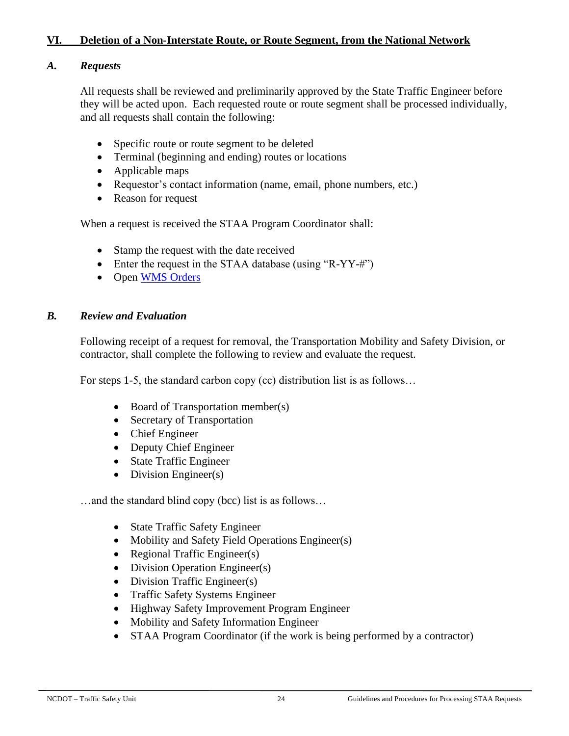## VI. Deletion of a Non-Interstate Route, or Route Segment, from the National Network

### *A. Requests*

All requests shall be reviewed and preliminarily approved by the State Traffic Engineer before they will be acted upon. Each requested route or route segment shall be processed individually, and all requests shall contain the following:

- Specific route or route segment to be deleted
- Terminal (beginning and ending) routes or locations
- Applicable maps
- Requestor's contact information (name, email, phone numbers, etc.)
- Reason for request

When a request is received the STAA Program Coordinator shall:

- Stamp the request with the date received
- Enter the request in the STAA database (using "R-YY-#")
- Open [WMS Orders]

### *B. Review and Evaluation*

Following receipt of a request for removal, the Transportation Mobility and Safety Division, or contractor, shall complete the following to review and evaluate the request.

For steps 1-5, the standard carbon copy (cc) distribution list is as follows…

- Board of Transportation member(s)
- Secretary of Transportation
- Chief Engineer
- Deputy Chief Engineer
- State Traffic Engineer
- Division Engineer(s)

…and the standard blind copy (bcc) list is as follows…

- State Traffic Safety Engineer
- Mobility and Safety Field Operations Engineer(s)
- Regional Traffic Engineer(s)
- Division Operation Engineer(s)
- Division Traffic Engineer(s)
- Traffic Safety Systems Engineer
- Highway Safety Improvement Program Engineer
- Mobility and Safety Information Engineer
- STAA Program Coordinator (if the work is being performed by a contractor)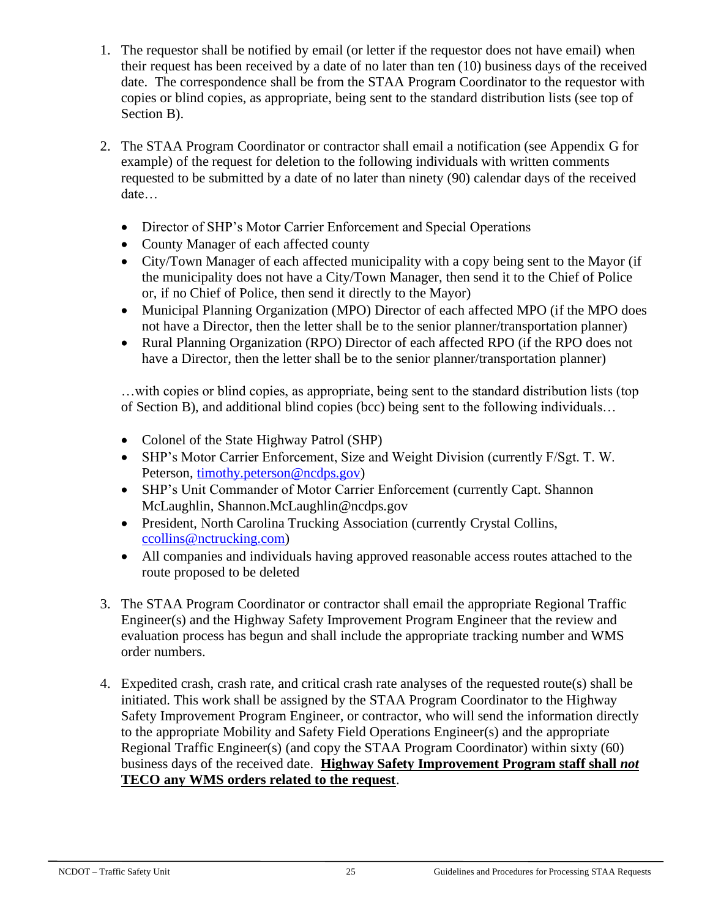1. The requestor shall be notified by email (or letter if the requestor does not have email) when their request has been received by a date of no later than ten (10) business days of the received date. The correspondence shall be from the STAA Program Coordinator to the requestor with copies or blind copies, as appropriate, being sent to the standard distribution lists (see top of Section B).

2. The STAA Program Coordinator or contractor shall email a notification (see Appendix G for example) of the request for deletion to the following individuals with written comments requested to be submitted by a date of no later than ninety (90) calendar days of the received date…

   - Director of SHP's Motor Carrier Enforcement and Special Operations
   - County Manager of each affected county
   - City/Town Manager of each affected municipality with a copy being sent to the Mayor (if the municipality does not have a City/Town Manager, then send it to the Chief of Police or, if no Chief of Police, then send it directly to the Mayor)
   - Municipal Planning Organization (MPO) Director of each affected MPO (if the MPO does not have a Director, then the letter shall be to the senior planner/transportation planner)
   - Rural Planning Organization (RPO) Director of each affected RPO (if the RPO does not have a Director, then the letter shall be to the senior planner/transportation planner)

   …with copies or blind copies, as appropriate, being sent to the standard distribution lists (top of Section B), and additional blind copies (bcc) being sent to the following individuals…

   - Colonel of the State Highway Patrol (SHP)
   - SHP's Motor Carrier Enforcement, Size and Weight Division (currently F/Sgt. T. W. Peterson, timothy.peterson@ncdps.gov)
   - SHP's Unit Commander of Motor Carrier Enforcement (currently Capt. Shannon McLaughlin, Shannon.McLaughlin@ncdps.gov
   - President, North Carolina Trucking Association (currently Crystal Collins, ccollins@nctrucking.com)
   - All companies and individuals having approved reasonable access routes attached to the route proposed to be deleted

3. The STAA Program Coordinator or contractor shall email the appropriate Regional Traffic Engineer(s) and the Highway Safety Improvement Program Engineer that the review and evaluation process has begun and shall include the appropriate tracking number and WMS order numbers.

4. Expedited crash, crash rate, and critical crash rate analyses of the requested route(s) shall be initiated. This work shall be assigned by the STAA Program Coordinator to the Highway Safety Improvement Program Engineer, or contractor, who will send the information directly to the appropriate Mobility and Safety Field Operations Engineer(s) and the appropriate Regional Traffic Engineer(s) (and copy the STAA Program Coordinator) within sixty (60) business days of the received date. **Highway Safety Improvement Program staff shall *not* TECO any WMS orders related to the request**.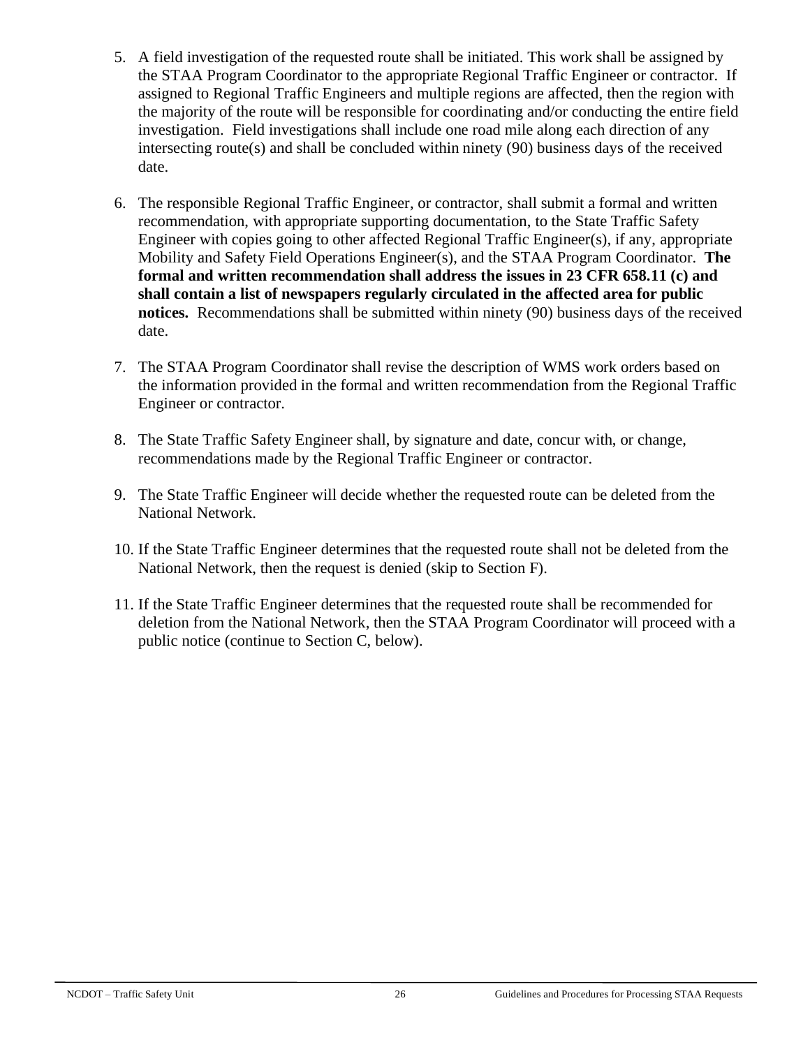5. A field investigation of the requested route shall be initiated. This work shall be assigned by the STAA Program Coordinator to the appropriate Regional Traffic Engineer or contractor. If assigned to Regional Traffic Engineers and multiple regions are affected, then the region with the majority of the route will be responsible for coordinating and/or conducting the entire field investigation. Field investigations shall include one road mile along each direction of any intersecting route(s) and shall be concluded within ninety (90) business days of the received date.

6. The responsible Regional Traffic Engineer, or contractor, shall submit a formal and written recommendation, with appropriate supporting documentation, to the State Traffic Safety Engineer with copies going to other affected Regional Traffic Engineer(s), if any, appropriate Mobility and Safety Field Operations Engineer(s), and the STAA Program Coordinator. **The formal and written recommendation shall address the issues in 23 CFR 658.11 (c) and shall contain a list of newspapers regularly circulated in the affected area for public notices.** Recommendations shall be submitted within ninety (90) business days of the received date.

7. The STAA Program Coordinator shall revise the description of WMS work orders based on the information provided in the formal and written recommendation from the Regional Traffic Engineer or contractor.

8. The State Traffic Safety Engineer shall, by signature and date, concur with, or change, recommendations made by the Regional Traffic Engineer or contractor.

9. The State Traffic Engineer will decide whether the requested route can be deleted from the National Network.

10. If the State Traffic Engineer determines that the requested route shall not be deleted from the National Network, then the request is denied (skip to Section F).

11. If the State Traffic Engineer determines that the requested route shall be recommended for deletion from the National Network, then the STAA Program Coordinator will proceed with a public notice (continue to Section C, below).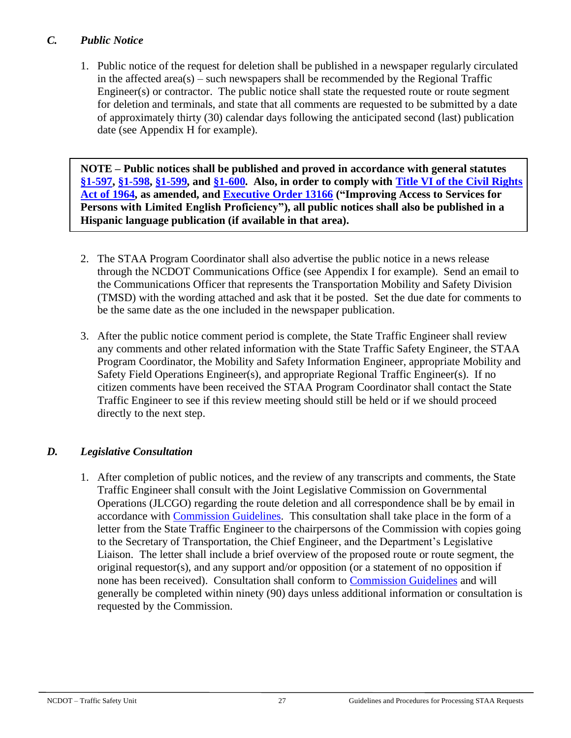### *C. Public Notice*

1. Public notice of the request for deletion shall be published in a newspaper regularly circulated in the affected area(s) – such newspapers shall be recommended by the Regional Traffic Engineer(s) or contractor. The public notice shall state the requested route or route segment for deletion and terminals, and state that all comments are requested to be submitted by a date of approximately thirty (30) calendar days following the anticipated second (last) publication date (see Appendix H for example).

> **NOTE – Public notices shall be published and proved in accordance with general statutes §1-597, §1-598, §1-599, and §1-600. Also, in order to comply with Title VI of the Civil Rights Act of 1964, as amended, and Executive Order 13166 ("Improving Access to Services for Persons with Limited English Proficiency"), all public notices shall also be published in a Hispanic language publication (if available in that area).**

2. The STAA Program Coordinator shall also advertise the public notice in a news release through the NCDOT Communications Office (see Appendix I for example). Send an email to the Communications Officer that represents the Transportation Mobility and Safety Division (TMSD) with the wording attached and ask that it be posted. Set the due date for comments to be the same date as the one included in the newspaper publication.

3. After the public notice comment period is complete, the State Traffic Engineer shall review any comments and other related information with the State Traffic Safety Engineer, the STAA Program Coordinator, the Mobility and Safety Information Engineer, appropriate Mobility and Safety Field Operations Engineer(s), and appropriate Regional Traffic Engineer(s). If no citizen comments have been received the STAA Program Coordinator shall contact the State Traffic Engineer to see if this review meeting should still be held or if we should proceed directly to the next step.

### *D. Legislative Consultation*

1. After completion of public notices, and the review of any transcripts and comments, the State Traffic Engineer shall consult with the Joint Legislative Commission on Governmental Operations (JLCGO) regarding the route deletion and all correspondence shall be by email in accordance with Commission Guidelines. This consultation shall take place in the form of a letter from the State Traffic Engineer to the chairpersons of the Commission with copies going to the Secretary of Transportation, the Chief Engineer, and the Department's Legislative Liaison. The letter shall include a brief overview of the proposed route or route segment, the original requestor(s), and any support and/or opposition (or a statement of no opposition if none has been received). Consultation shall conform to Commission Guidelines and will generally be completed within ninety (90) days unless additional information or consultation is requested by the Commission.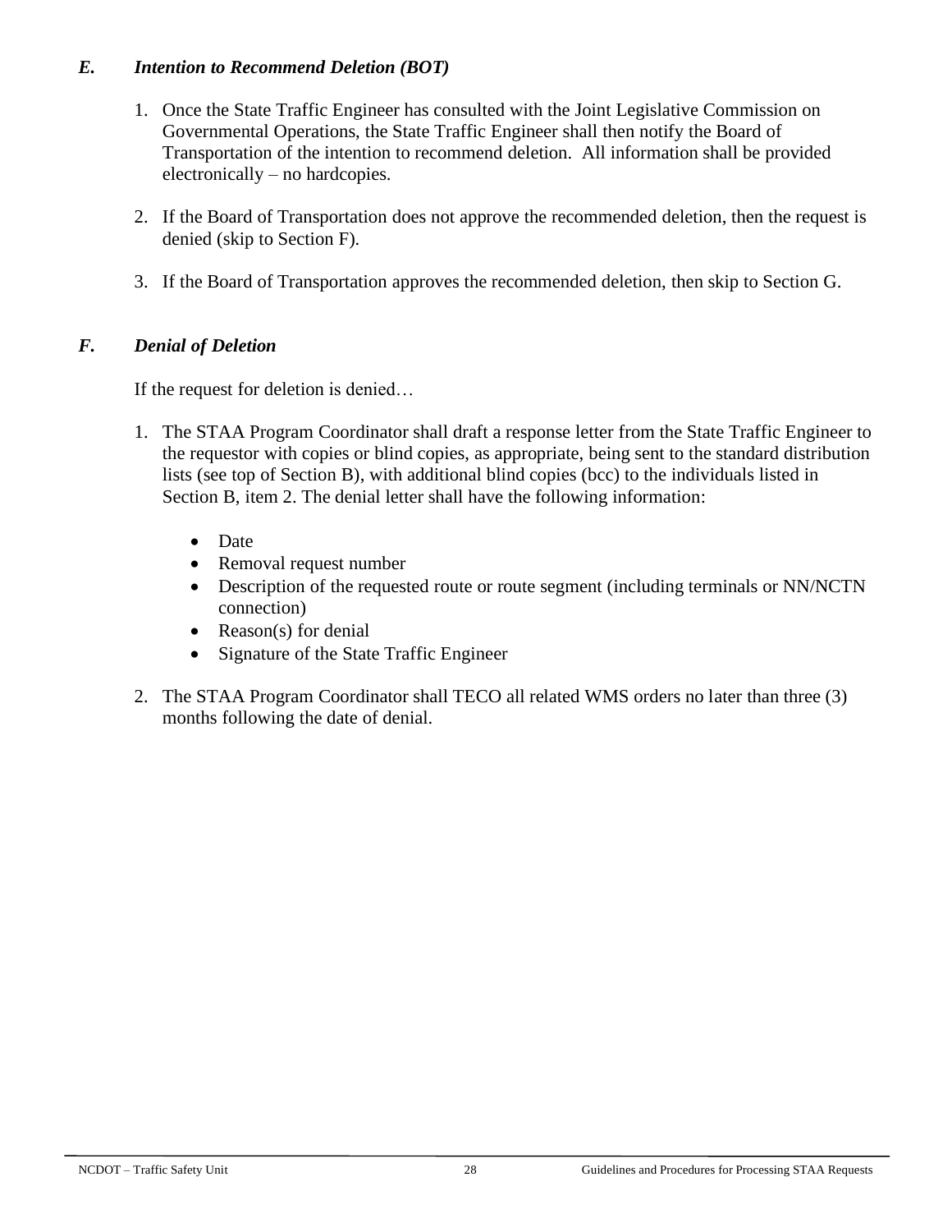### *E. Intention to Recommend Deletion (BOT)*

1. Once the State Traffic Engineer has consulted with the Joint Legislative Commission on Governmental Operations, the State Traffic Engineer shall then notify the Board of Transportation of the intention to recommend deletion. All information shall be provided electronically – no hardcopies.

2. If the Board of Transportation does not approve the recommended deletion, then the request is denied (skip to Section F).

3. If the Board of Transportation approves the recommended deletion, then skip to Section G.

### *F. Denial of Deletion*

If the request for deletion is denied…

1. The STAA Program Coordinator shall draft a response letter from the State Traffic Engineer to the requestor with copies or blind copies, as appropriate, being sent to the standard distribution lists (see top of Section B), with additional blind copies (bcc) to the individuals listed in Section B, item 2. The denial letter shall have the following information:

   - Date
   - Removal request number
   - Description of the requested route or route segment (including terminals or NN/NCTN connection)
   - Reason(s) for denial
   - Signature of the State Traffic Engineer

2. The STAA Program Coordinator shall TECO all related WMS orders no later than three (3) months following the date of denial.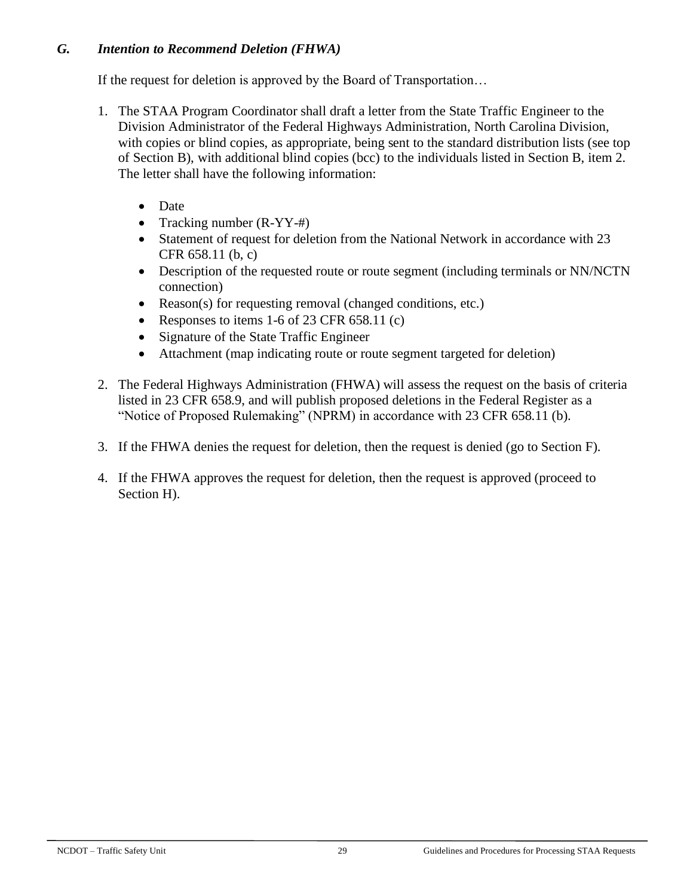### *G. Intention to Recommend Deletion (FHWA)*

If the request for deletion is approved by the Board of Transportation…

1. The STAA Program Coordinator shall draft a letter from the State Traffic Engineer to the Division Administrator of the Federal Highways Administration, North Carolina Division, with copies or blind copies, as appropriate, being sent to the standard distribution lists (see top of Section B), with additional blind copies (bcc) to the individuals listed in Section B, item 2. The letter shall have the following information:

   - Date
   - Tracking number (R-YY-#)
   - Statement of request for deletion from the National Network in accordance with 23 CFR 658.11 (b, c)
   - Description of the requested route or route segment (including terminals or NN/NCTN connection)
   - Reason(s) for requesting removal (changed conditions, etc.)
   - Responses to items 1-6 of 23 CFR 658.11 (c)
   - Signature of the State Traffic Engineer
   - Attachment (map indicating route or route segment targeted for deletion)

2. The Federal Highways Administration (FHWA) will assess the request on the basis of criteria listed in 23 CFR 658.9, and will publish proposed deletions in the Federal Register as a "Notice of Proposed Rulemaking" (NPRM) in accordance with 23 CFR 658.11 (b).

3. If the FHWA denies the request for deletion, then the request is denied (go to Section F).

4. If the FHWA approves the request for deletion, then the request is approved (proceed to Section H).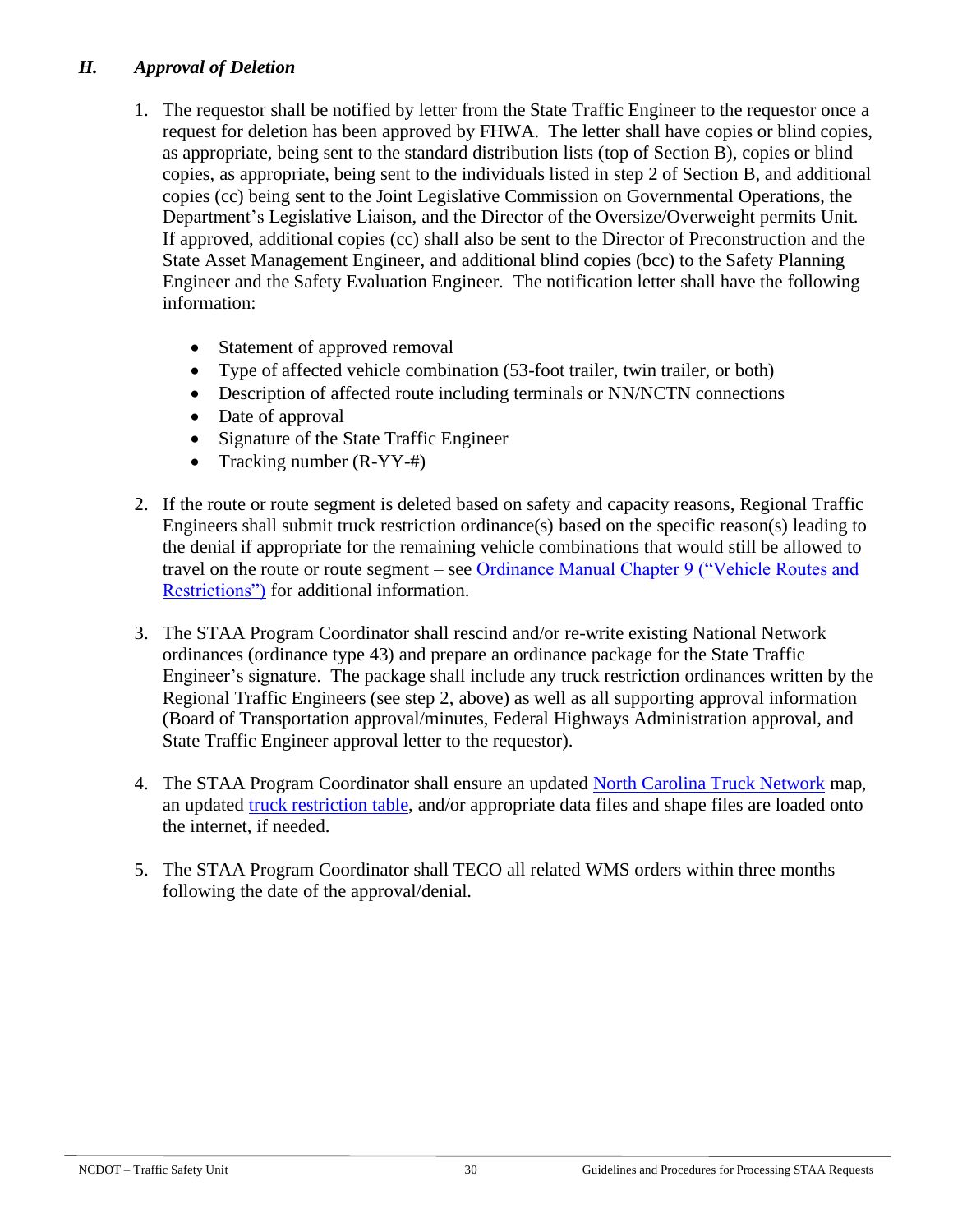### *H. Approval of Deletion*

1. The requestor shall be notified by letter from the State Traffic Engineer to the requestor once a request for deletion has been approved by FHWA. The letter shall have copies or blind copies, as appropriate, being sent to the standard distribution lists (top of Section B), copies or blind copies, as appropriate, being sent to the individuals listed in step 2 of Section B, and additional copies (cc) being sent to the Joint Legislative Commission on Governmental Operations, the Department's Legislative Liaison, and the Director of the Oversize/Overweight permits Unit. If approved, additional copies (cc) shall also be sent to the Director of Preconstruction and the State Asset Management Engineer, and additional blind copies (bcc) to the Safety Planning Engineer and the Safety Evaluation Engineer. The notification letter shall have the following information:

   - Statement of approved removal
   - Type of affected vehicle combination (53-foot trailer, twin trailer, or both)
   - Description of affected route including terminals or NN/NCTN connections
   - Date of approval
   - Signature of the State Traffic Engineer
   - Tracking number (R-YY-#)

2. If the route or route segment is deleted based on safety and capacity reasons, Regional Traffic Engineers shall submit truck restriction ordinance(s) based on the specific reason(s) leading to the denial if appropriate for the remaining vehicle combinations that would still be allowed to travel on the route or route segment – see Ordinance Manual Chapter 9 ("Vehicle Routes and Restrictions") for additional information.

3. The STAA Program Coordinator shall rescind and/or re-write existing National Network ordinances (ordinance type 43) and prepare an ordinance package for the State Traffic Engineer's signature. The package shall include any truck restriction ordinances written by the Regional Traffic Engineers (see step 2, above) as well as all supporting approval information (Board of Transportation approval/minutes, Federal Highways Administration approval, and State Traffic Engineer approval letter to the requestor).

4. The STAA Program Coordinator shall ensure an updated North Carolina Truck Network map, an updated truck restriction table, and/or appropriate data files and shape files are loaded onto the internet, if needed.

5. The STAA Program Coordinator shall TECO all related WMS orders within three months following the date of the approval/denial.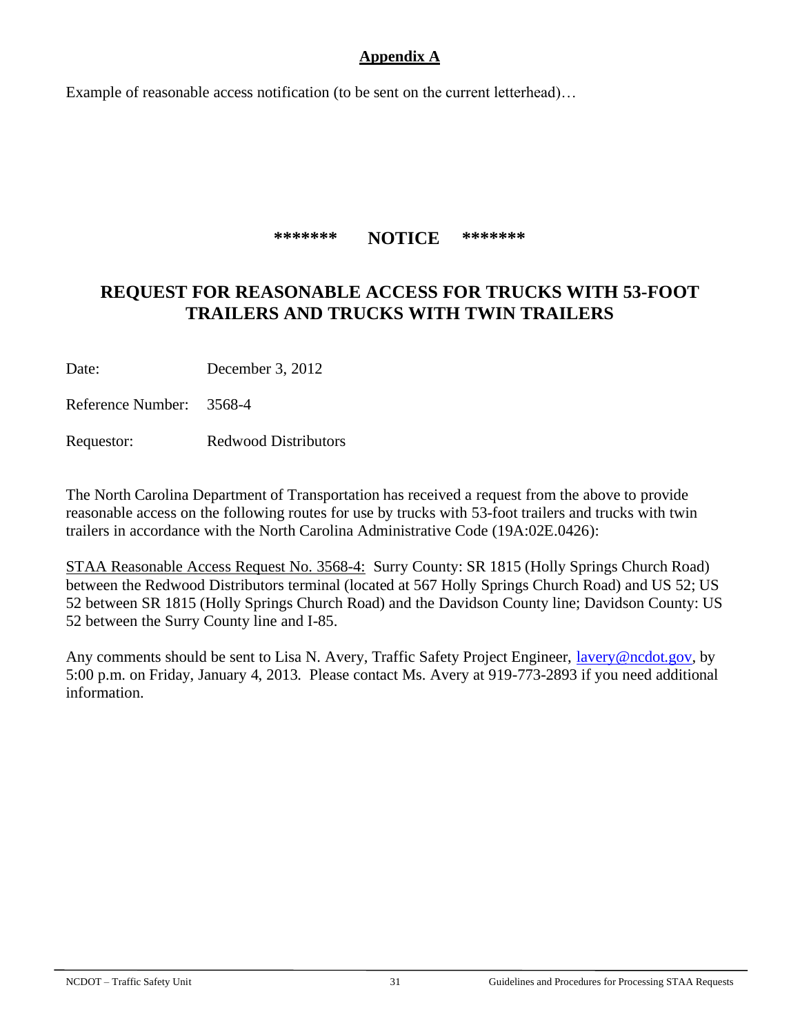## Appendix A

Example of reasonable access notification (to be sent on the current letterhead)…

**\*\*\*\*\*\*\* NOTICE \*\*\*\*\*\*\***

## REQUEST FOR REASONABLE ACCESS FOR TRUCKS WITH 53-FOOT TRAILERS AND TRUCKS WITH TWIN TRAILERS

Date: December 3, 2012

Reference Number: 3568-4

Requestor: Redwood Distributors

The North Carolina Department of Transportation has received a request from the above to provide reasonable access on the following routes for use by trucks with 53-foot trailers and trucks with twin trailers in accordance with the North Carolina Administrative Code (19A:02E.0426):

<u>STAA Reasonable Access Request No. 3568-4:</u> Surry County: SR 1815 (Holly Springs Church Road) between the Redwood Distributors terminal (located at 567 Holly Springs Church Road) and US 52; US 52 between SR 1815 (Holly Springs Church Road) and the Davidson County line; Davidson County: US 52 between the Surry County line and I-85.

Any comments should be sent to Lisa N. Avery, Traffic Safety Project Engineer, lavery@ncdot.gov, by 5:00 p.m. on Friday, January 4, 2013. Please contact Ms. Avery at 919-773-2893 if you need additional information.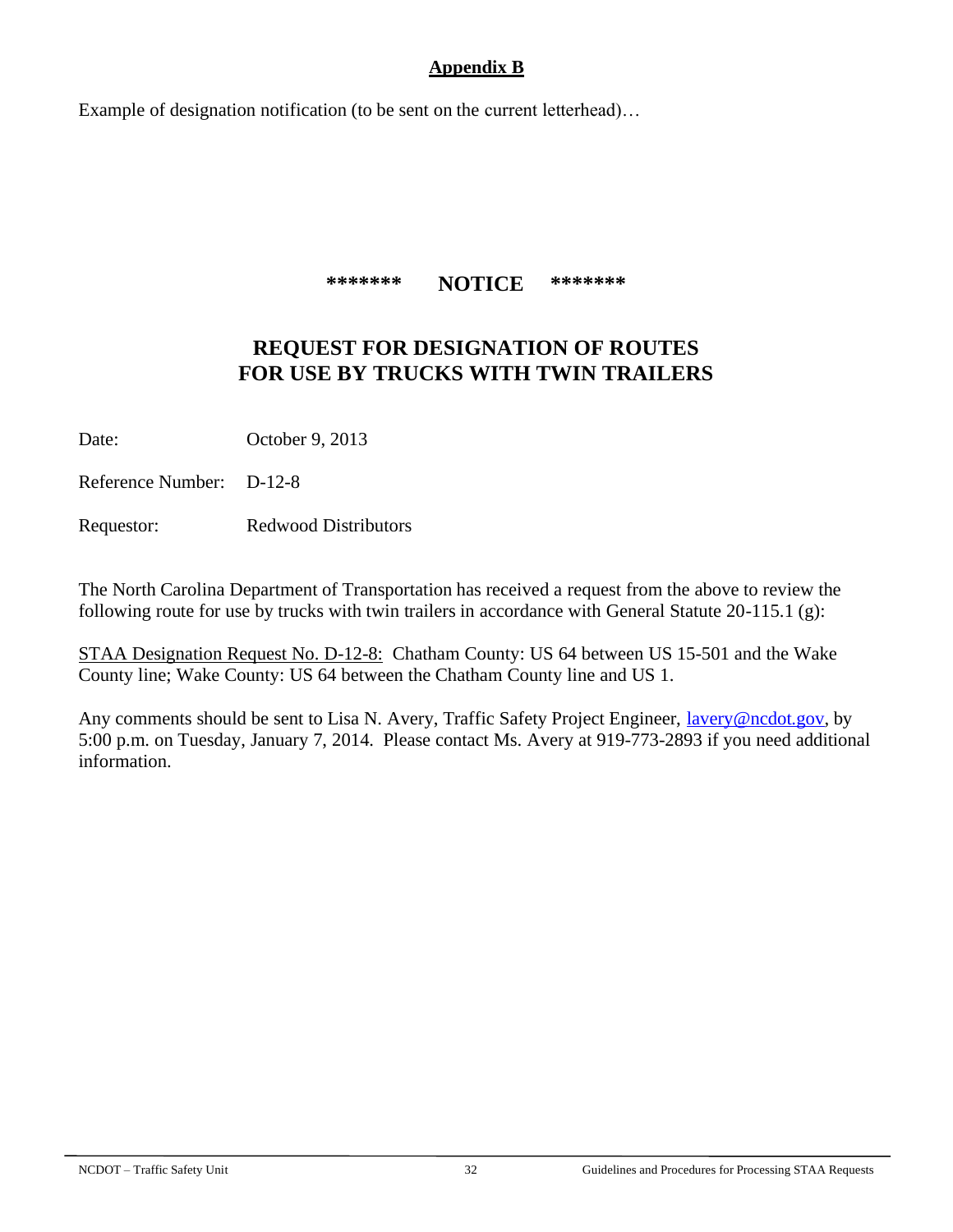## Appendix B

Example of designation notification (to be sent on the current letterhead)…

**\*\*\*\*\*\*\* NOTICE \*\*\*\*\*\*\***

### REQUEST FOR DESIGNATION OF ROUTES FOR USE BY TRUCKS WITH TWIN TRAILERS

Date: October 9, 2013

Reference Number: D-12-8

Requestor: Redwood Distributors

The North Carolina Department of Transportation has received a request from the above to review the following route for use by trucks with twin trailers in accordance with General Statute 20-115.1 (g):

STAA Designation Request No. D-12-8: Chatham County: US 64 between US 15-501 and the Wake County line; Wake County: US 64 between the Chatham County line and US 1.

Any comments should be sent to Lisa N. Avery, Traffic Safety Project Engineer, lavery@ncdot.gov, by 5:00 p.m. on Tuesday, January 7, 2014. Please contact Ms. Avery at 919-773-2893 if you need additional information.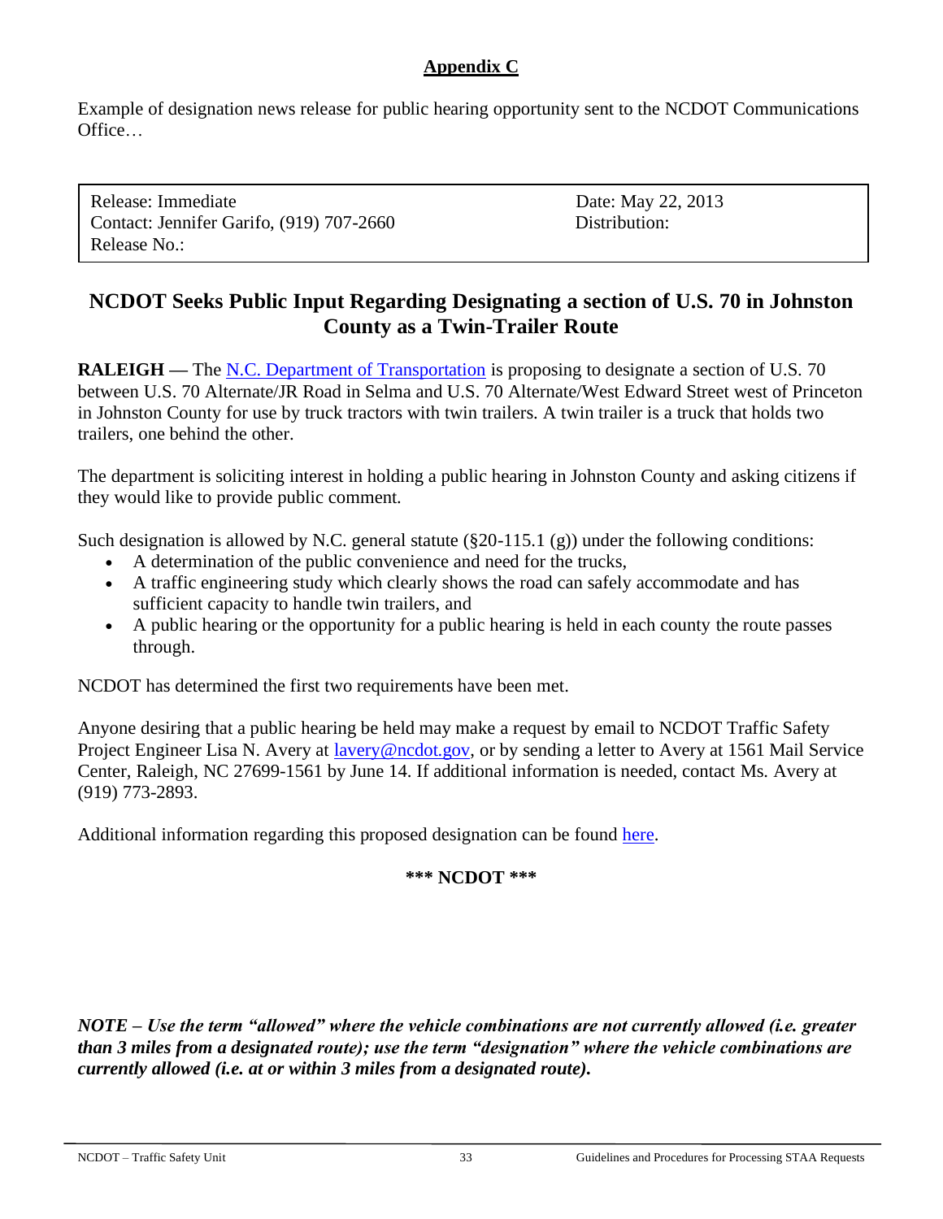## Appendix C

Example of designation news release for public hearing opportunity sent to the NCDOT Communications Office…

| Release: Immediate<br>Contact: Jennifer Garifo, (919) 707-2660<br>Release No.: | Date: May 22, 2013<br>Distribution: |
|---|---|

# NCDOT Seeks Public Input Regarding Designating a section of U.S. 70 in Johnston County as a Twin-Trailer Route

**RALEIGH —** The N.C. Department of Transportation is proposing to designate a section of U.S. 70 between U.S. 70 Alternate/JR Road in Selma and U.S. 70 Alternate/West Edward Street west of Princeton in Johnston County for use by truck tractors with twin trailers. A twin trailer is a truck that holds two trailers, one behind the other.

The department is soliciting interest in holding a public hearing in Johnston County and asking citizens if they would like to provide public comment.

Such designation is allowed by N.C. general statute (§20-115.1 (g)) under the following conditions:

- A determination of the public convenience and need for the trucks,
- A traffic engineering study which clearly shows the road can safely accommodate and has sufficient capacity to handle twin trailers, and
- A public hearing or the opportunity for a public hearing is held in each county the route passes through.

NCDOT has determined the first two requirements have been met.

Anyone desiring that a public hearing be held may make a request by email to NCDOT Traffic Safety Project Engineer Lisa N. Avery at lavery@ncdot.gov, or by sending a letter to Avery at 1561 Mail Service Center, Raleigh, NC 27699-1561 by June 14. If additional information is needed, contact Ms. Avery at (919) 773-2893.

Additional information regarding this proposed designation can be found here.

**\*\*\* NCDOT \*\*\***

***NOTE – Use the term "allowed" where the vehicle combinations are not currently allowed (i.e. greater than 3 miles from a designated route); use the term "designation" where the vehicle combinations are currently allowed (i.e. at or within 3 miles from a designated route).***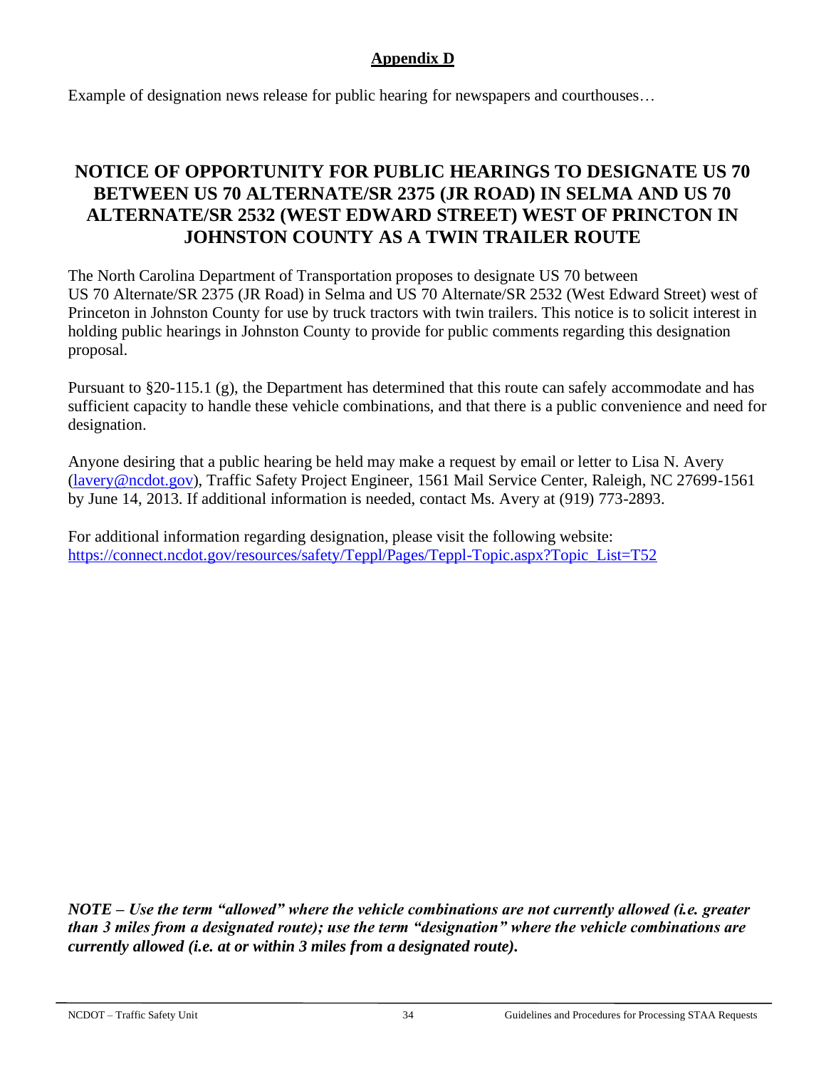## Appendix D

Example of designation news release for public hearing for newspapers and courthouses…

# NOTICE OF OPPORTUNITY FOR PUBLIC HEARINGS TO DESIGNATE US 70 BETWEEN US 70 ALTERNATE/SR 2375 (JR ROAD) IN SELMA AND US 70 ALTERNATE/SR 2532 (WEST EDWARD STREET) WEST OF PRINCTON IN JOHNSTON COUNTY AS A TWIN TRAILER ROUTE

The North Carolina Department of Transportation proposes to designate US 70 between US 70 Alternate/SR 2375 (JR Road) in Selma and US 70 Alternate/SR 2532 (West Edward Street) west of Princeton in Johnston County for use by truck tractors with twin trailers. This notice is to solicit interest in holding public hearings in Johnston County to provide for public comments regarding this designation proposal.

Pursuant to §20-115.1 (g), the Department has determined that this route can safely accommodate and has sufficient capacity to handle these vehicle combinations, and that there is a public convenience and need for designation.

Anyone desiring that a public hearing be held may make a request by email or letter to Lisa N. Avery (lavery@ncdot.gov), Traffic Safety Project Engineer, 1561 Mail Service Center, Raleigh, NC 27699-1561 by June 14, 2013. If additional information is needed, contact Ms. Avery at (919) 773-2893.

For additional information regarding designation, please visit the following website:
https://connect.ncdot.gov/resources/safety/Teppl/Pages/Teppl-Topic.aspx?Topic_List=T52

***NOTE – Use the term "allowed" where the vehicle combinations are not currently allowed (i.e. greater than 3 miles from a designated route); use the term "designation" where the vehicle combinations are currently allowed (i.e. at or within 3 miles from a designated route).***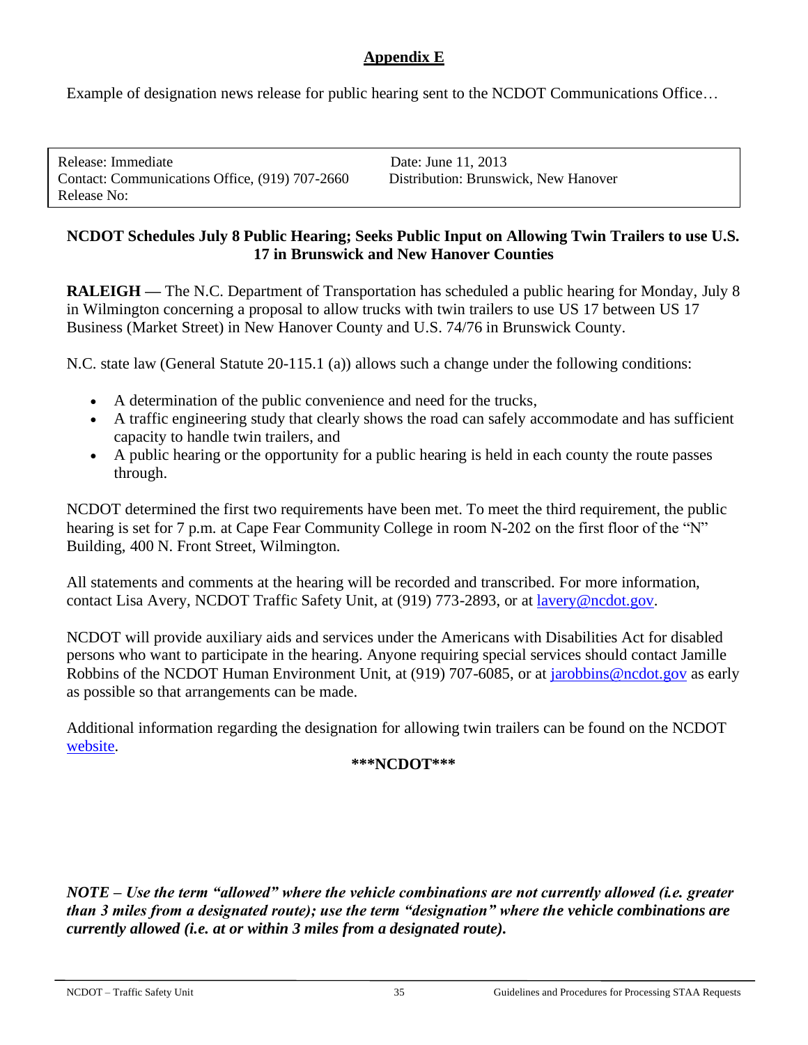## Appendix E

Example of designation news release for public hearing sent to the NCDOT Communications Office…

| | |
|---|---|
| Release: Immediate | Date: June 11, 2013 |
| Contact: Communications Office, (919) 707-2660 | Distribution: Brunswick, New Hanover |
| Release No: | |

**NCDOT Schedules July 8 Public Hearing; Seeks Public Input on Allowing Twin Trailers to use U.S. 17 in Brunswick and New Hanover Counties**

**RALEIGH —** The N.C. Department of Transportation has scheduled a public hearing for Monday, July 8 in Wilmington concerning a proposal to allow trucks with twin trailers to use US 17 between US 17 Business (Market Street) in New Hanover County and U.S. 74/76 in Brunswick County.

N.C. state law (General Statute 20-115.1 (a)) allows such a change under the following conditions:

- A determination of the public convenience and need for the trucks,
- A traffic engineering study that clearly shows the road can safely accommodate and has sufficient capacity to handle twin trailers, and
- A public hearing or the opportunity for a public hearing is held in each county the route passes through.

NCDOT determined the first two requirements have been met. To meet the third requirement, the public hearing is set for 7 p.m. at Cape Fear Community College in room N-202 on the first floor of the "N" Building, 400 N. Front Street, Wilmington.

All statements and comments at the hearing will be recorded and transcribed. For more information, contact Lisa Avery, NCDOT Traffic Safety Unit, at (919) 773-2893, or at lavery@ncdot.gov.

NCDOT will provide auxiliary aids and services under the Americans with Disabilities Act for disabled persons who want to participate in the hearing. Anyone requiring special services should contact Jamille Robbins of the NCDOT Human Environment Unit, at (919) 707-6085, or at jarobbins@ncdot.gov as early as possible so that arrangements can be made.

Additional information regarding the designation for allowing twin trailers can be found on the NCDOT website.

**\*\*\*NCDOT\*\*\***

***NOTE – Use the term "allowed" where the vehicle combinations are not currently allowed (i.e. greater than 3 miles from a designated route); use the term "designation" where the vehicle combinations are currently allowed (i.e. at or within 3 miles from a designated route).***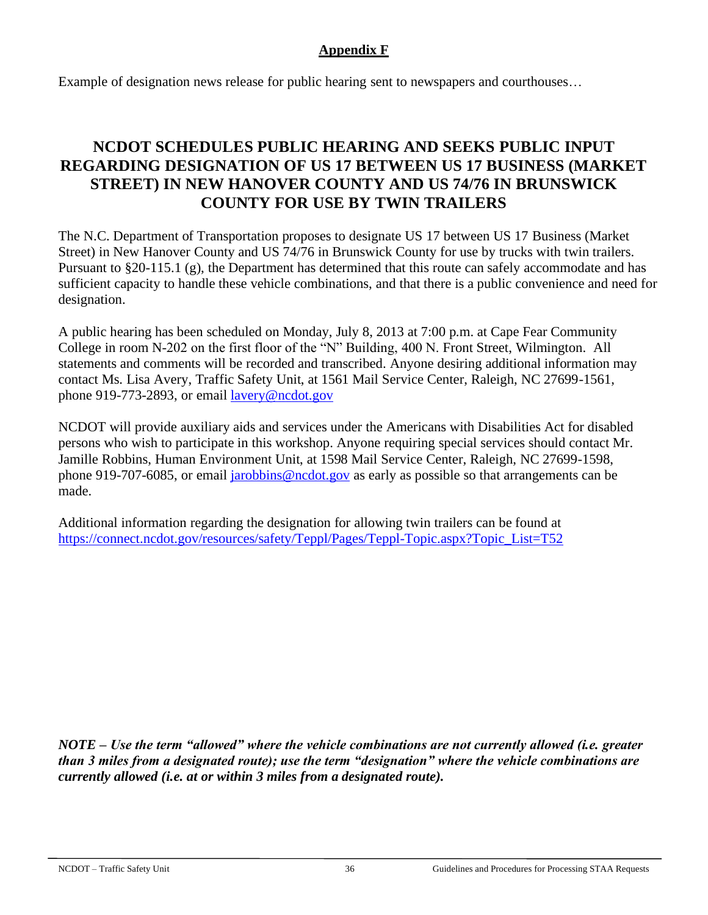**Appendix F**

Example of designation news release for public hearing sent to newspapers and courthouses…

## NCDOT SCHEDULES PUBLIC HEARING AND SEEKS PUBLIC INPUT REGARDING DESIGNATION OF US 17 BETWEEN US 17 BUSINESS (MARKET STREET) IN NEW HANOVER COUNTY AND US 74/76 IN BRUNSWICK COUNTY FOR USE BY TWIN TRAILERS

The N.C. Department of Transportation proposes to designate US 17 between US 17 Business (Market Street) in New Hanover County and US 74/76 in Brunswick County for use by trucks with twin trailers. Pursuant to §20-115.1 (g), the Department has determined that this route can safely accommodate and has sufficient capacity to handle these vehicle combinations, and that there is a public convenience and need for designation.

A public hearing has been scheduled on Monday, July 8, 2013 at 7:00 p.m. at Cape Fear Community College in room N-202 on the first floor of the "N" Building, 400 N. Front Street, Wilmington. All statements and comments will be recorded and transcribed. Anyone desiring additional information may contact Ms. Lisa Avery, Traffic Safety Unit, at 1561 Mail Service Center, Raleigh, NC 27699-1561, phone 919-773-2893, or email lavery@ncdot.gov

NCDOT will provide auxiliary aids and services under the Americans with Disabilities Act for disabled persons who wish to participate in this workshop. Anyone requiring special services should contact Mr. Jamille Robbins, Human Environment Unit, at 1598 Mail Service Center, Raleigh, NC 27699-1598, phone 919-707-6085, or email jarobbins@ncdot.gov as early as possible so that arrangements can be made.

Additional information regarding the designation for allowing twin trailers can be found at https://connect.ncdot.gov/resources/safety/Teppl/Pages/Teppl-Topic.aspx?Topic_List=T52

***NOTE – Use the term "allowed" where the vehicle combinations are not currently allowed (i.e. greater than 3 miles from a designated route); use the term "designation" where the vehicle combinations are currently allowed (i.e. at or within 3 miles from a designated route).***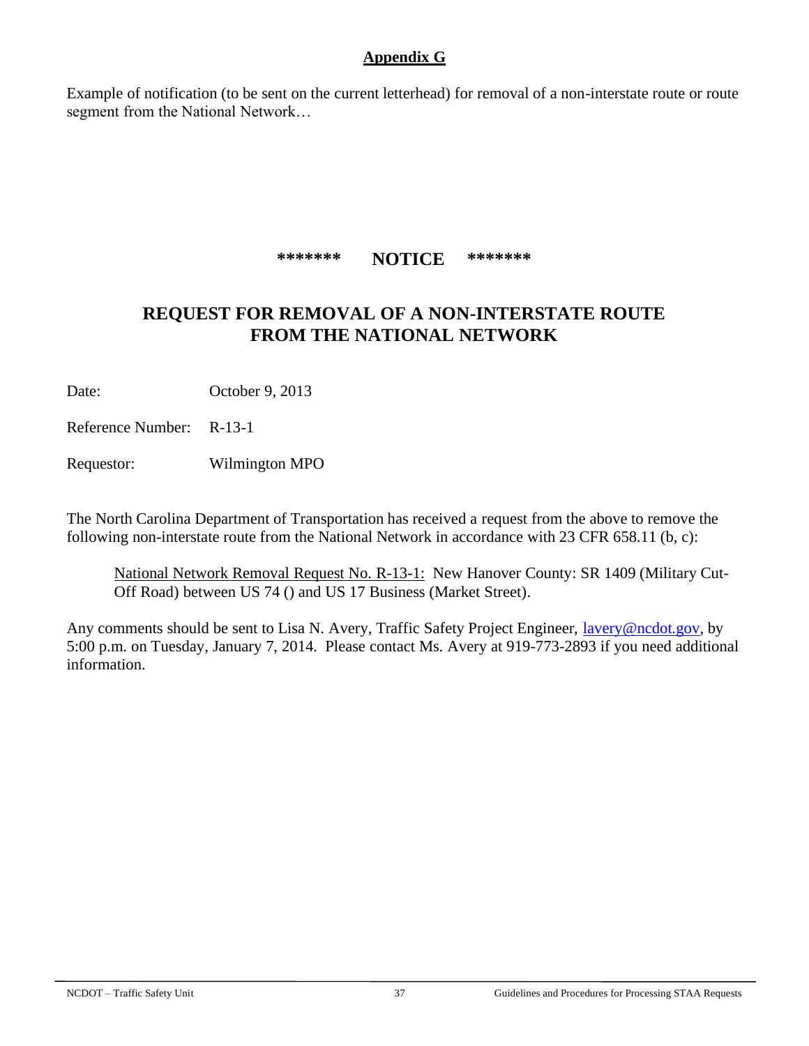## Appendix G

Example of notification (to be sent on the current letterhead) for removal of a non-interstate route or route segment from the National Network…

**\*\*\*\*\*\*\* NOTICE \*\*\*\*\*\*\***

## REQUEST FOR REMOVAL OF A NON-INTERSTATE ROUTE FROM THE NATIONAL NETWORK

Date: October 9, 2013

Reference Number: R-13-1

Requestor: Wilmington MPO

The North Carolina Department of Transportation has received a request from the above to remove the following non-interstate route from the National Network in accordance with 23 CFR 658.11 (b, c):

> National Network Removal Request No. R-13-1: New Hanover County: SR 1409 (Military Cut-Off Road) between US 74 () and US 17 Business (Market Street).

Any comments should be sent to Lisa N. Avery, Traffic Safety Project Engineer, lavery@ncdot.gov, by 5:00 p.m. on Tuesday, January 7, 2014. Please contact Ms. Avery at 919-773-2893 if you need additional information.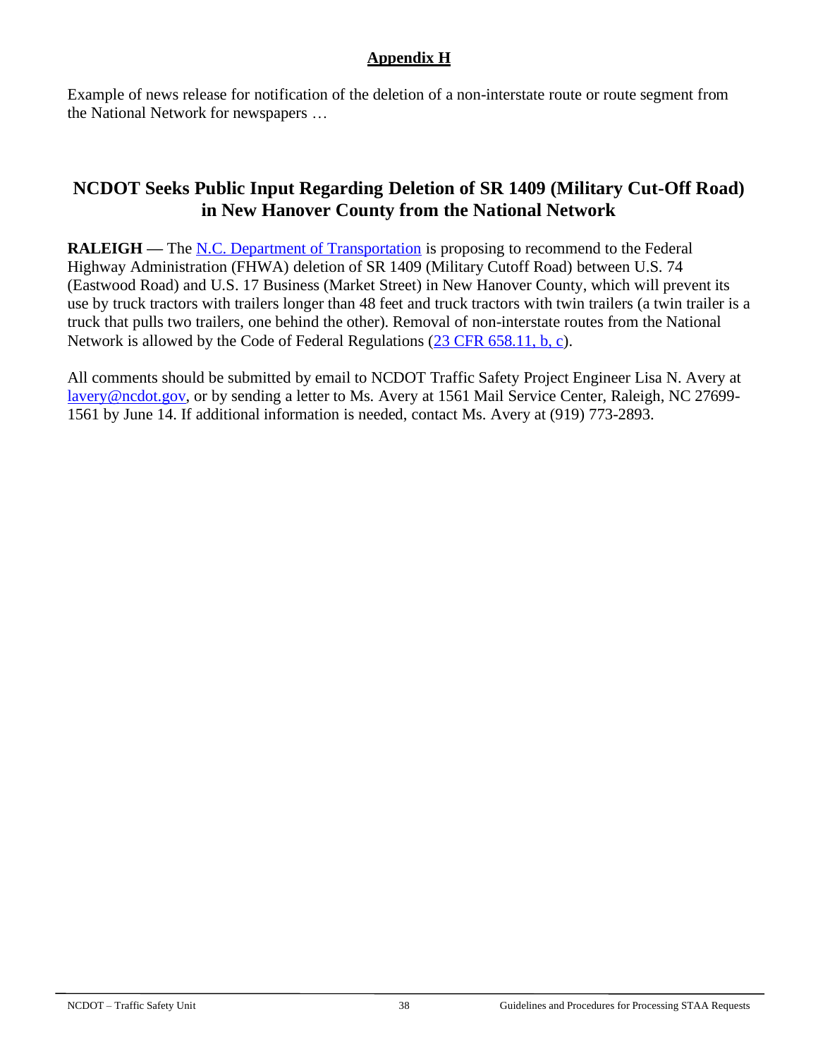## Appendix H

Example of news release for notification of the deletion of a non-interstate route or route segment from the National Network for newspapers …

# NCDOT Seeks Public Input Regarding Deletion of SR 1409 (Military Cut-Off Road) in New Hanover County from the National Network

**RALEIGH —** The N.C. Department of Transportation is proposing to recommend to the Federal Highway Administration (FHWA) deletion of SR 1409 (Military Cutoff Road) between U.S. 74 (Eastwood Road) and U.S. 17 Business (Market Street) in New Hanover County, which will prevent its use by truck tractors with trailers longer than 48 feet and truck tractors with twin trailers (a twin trailer is a truck that pulls two trailers, one behind the other). Removal of non-interstate routes from the National Network is allowed by the Code of Federal Regulations (23 CFR 658.11, b, c).

All comments should be submitted by email to NCDOT Traffic Safety Project Engineer Lisa N. Avery at lavery@ncdot.gov, or by sending a letter to Ms. Avery at 1561 Mail Service Center, Raleigh, NC 27699-1561 by June 14. If additional information is needed, contact Ms. Avery at (919) 773-2893.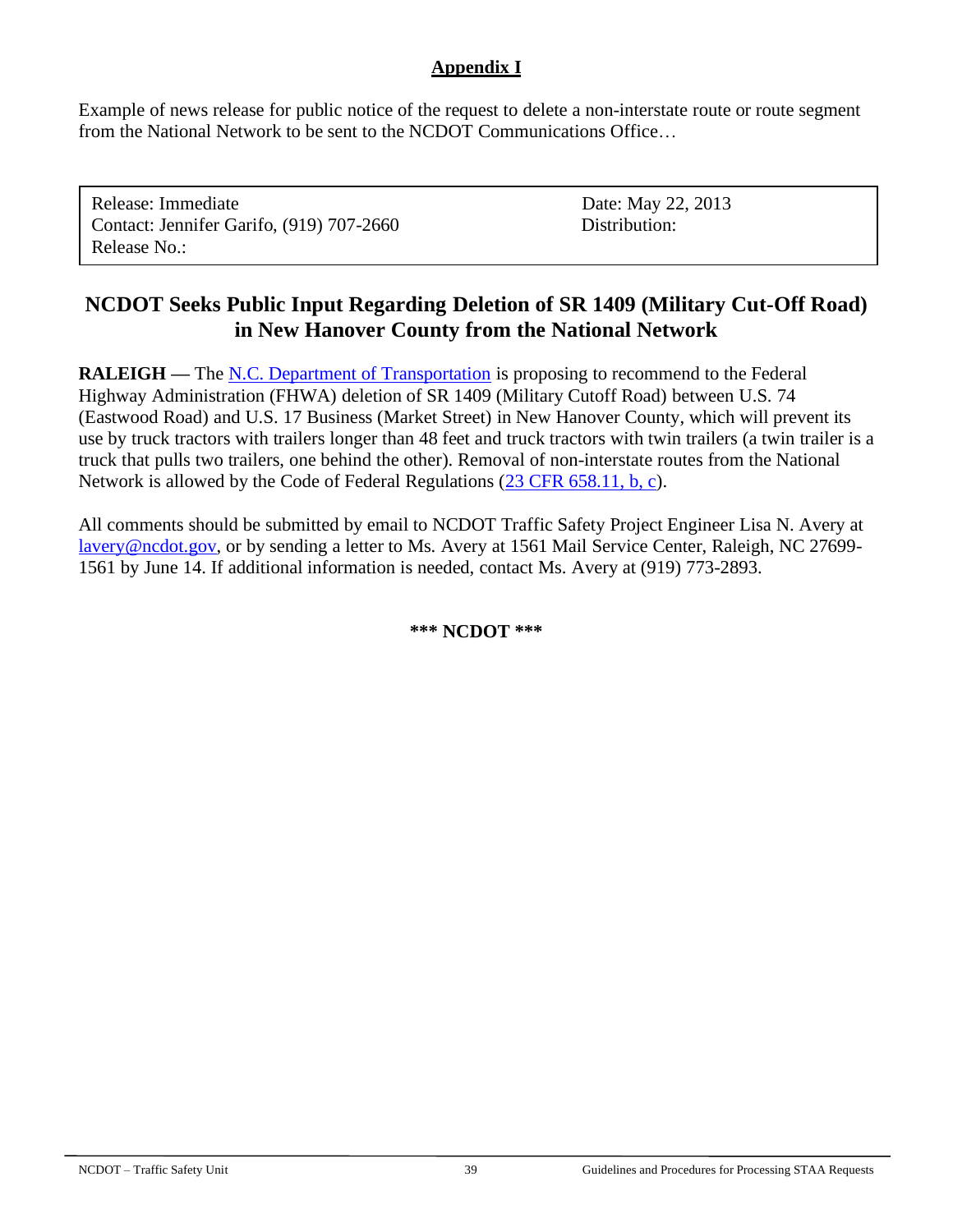## Appendix I

Example of news release for public notice of the request to delete a non-interstate route or route segment from the National Network to be sent to the NCDOT Communications Office…

| | |
|---|---|
| Release: Immediate<br>Contact: Jennifer Garifo, (919) 707-2660<br>Release No.: | Date: May 22, 2013<br>Distribution: |

## NCDOT Seeks Public Input Regarding Deletion of SR 1409 (Military Cut-Off Road) in New Hanover County from the National Network

**RALEIGH —** The N.C. Department of Transportation is proposing to recommend to the Federal Highway Administration (FHWA) deletion of SR 1409 (Military Cutoff Road) between U.S. 74 (Eastwood Road) and U.S. 17 Business (Market Street) in New Hanover County, which will prevent its use by truck tractors with trailers longer than 48 feet and truck tractors with twin trailers (a twin trailer is a truck that pulls two trailers, one behind the other). Removal of non-interstate routes from the National Network is allowed by the Code of Federal Regulations (23 CFR 658.11, b, c).

All comments should be submitted by email to NCDOT Traffic Safety Project Engineer Lisa N. Avery at lavery@ncdot.gov, or by sending a letter to Ms. Avery at 1561 Mail Service Center, Raleigh, NC 27699-1561 by June 14. If additional information is needed, contact Ms. Avery at (919) 773-2893.

**\*\*\* NCDOT \*\*\***